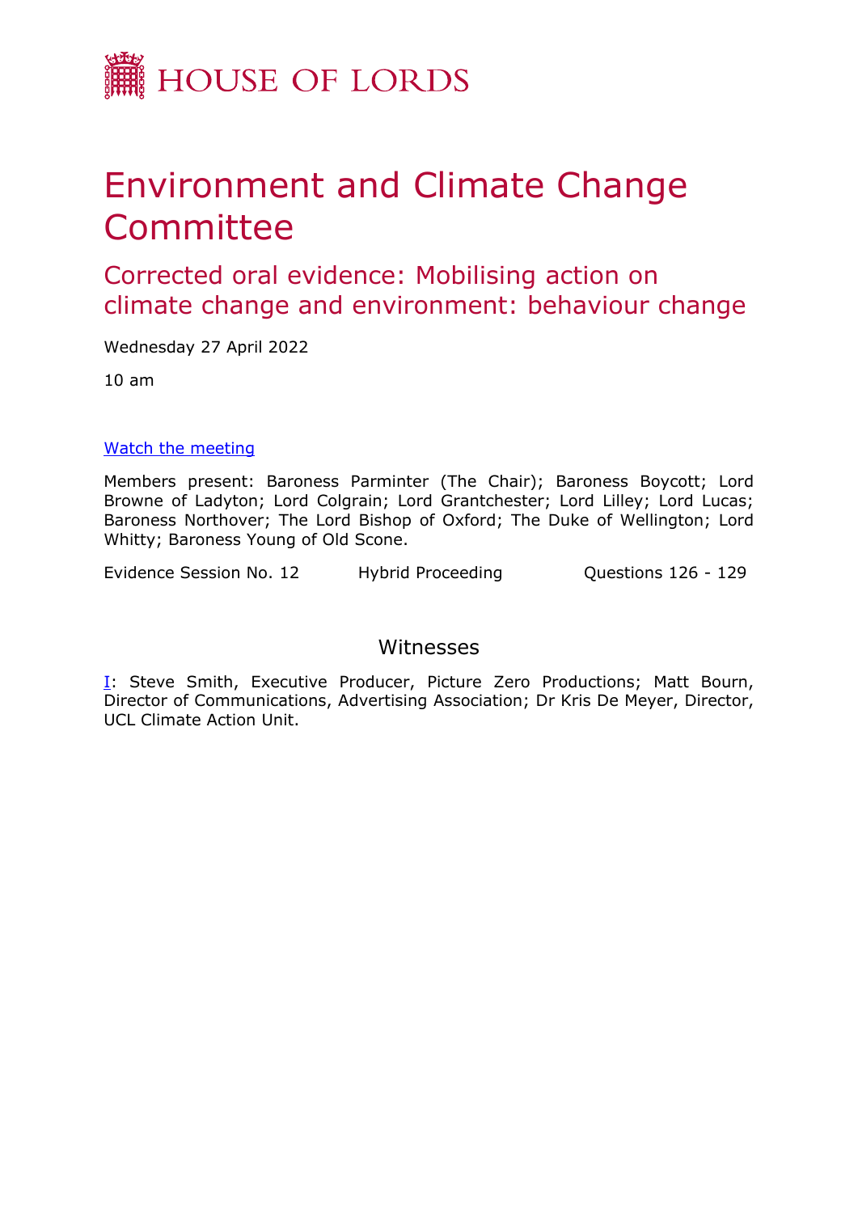HOUSE OF LORDS

# Environment and Climate Change Committee

## Corrected oral evidence: Mobilising action on climate change and environment: behaviour change

Wednesday 27 April 2022

10 am

[Watch the meeting]

Members present: Baroness Parminter (The Chair); Baroness Boycott; Lord Browne of Ladyton; Lord Colgrain; Lord Grantchester; Lord Lilley; Lord Lucas; Baroness Northover; The Lord Bishop of Oxford; The Duke of Wellington; Lord Whitty; Baroness Young of Old Scone.

Evidence Session No. 12 Hybrid Proceeding Questions 126 - 129

## Witnesses

I: Steve Smith, Executive Producer, Picture Zero Productions; Matt Bourn, Director of Communications, Advertising Association; Dr Kris De Meyer, Director, UCL Climate Action Unit.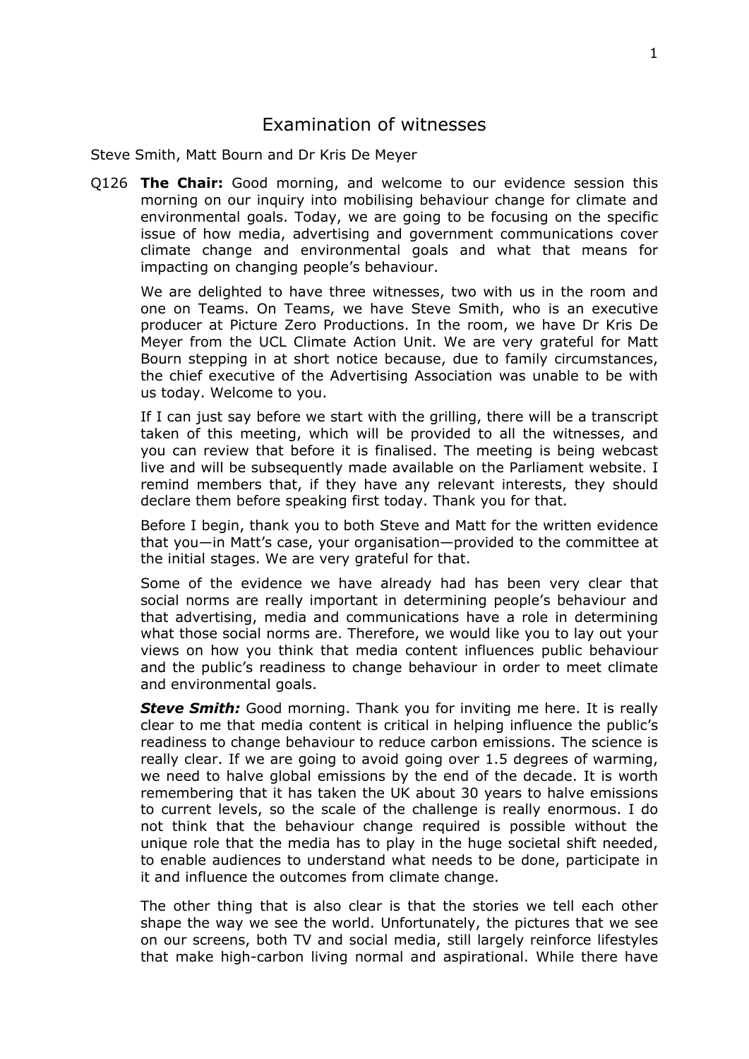# Examination of witnesses

Steve Smith, Matt Bourn and Dr Kris De Meyer

Q126 **The Chair:** Good morning, and welcome to our evidence session this morning on our inquiry into mobilising behaviour change for climate and environmental goals. Today, we are going to be focusing on the specific issue of how media, advertising and government communications cover climate change and environmental goals and what that means for impacting on changing people's behaviour.

We are delighted to have three witnesses, two with us in the room and one on Teams. On Teams, we have Steve Smith, who is an executive producer at Picture Zero Productions. In the room, we have Dr Kris De Meyer from the UCL Climate Action Unit. We are very grateful for Matt Bourn stepping in at short notice because, due to family circumstances, the chief executive of the Advertising Association was unable to be with us today. Welcome to you.

If I can just say before we start with the grilling, there will be a transcript taken of this meeting, which will be provided to all the witnesses, and you can review that before it is finalised. The meeting is being webcast live and will be subsequently made available on the Parliament website. I remind members that, if they have any relevant interests, they should declare them before speaking first today. Thank you for that.

Before I begin, thank you to both Steve and Matt for the written evidence that you—in Matt's case, your organisation—provided to the committee at the initial stages. We are very grateful for that.

Some of the evidence we have already had has been very clear that social norms are really important in determining people's behaviour and that advertising, media and communications have a role in determining what those social norms are. Therefore, we would like you to lay out your views on how you think that media content influences public behaviour and the public's readiness to change behaviour in order to meet climate and environmental goals.

***Steve Smith:*** Good morning. Thank you for inviting me here. It is really clear to me that media content is critical in helping influence the public's readiness to change behaviour to reduce carbon emissions. The science is really clear. If we are going to avoid going over 1.5 degrees of warming, we need to halve global emissions by the end of the decade. It is worth remembering that it has taken the UK about 30 years to halve emissions to current levels, so the scale of the challenge is really enormous. I do not think that the behaviour change required is possible without the unique role that the media has to play in the huge societal shift needed, to enable audiences to understand what needs to be done, participate in it and influence the outcomes from climate change.

The other thing that is also clear is that the stories we tell each other shape the way we see the world. Unfortunately, the pictures that we see on our screens, both TV and social media, still largely reinforce lifestyles that make high-carbon living normal and aspirational. While there have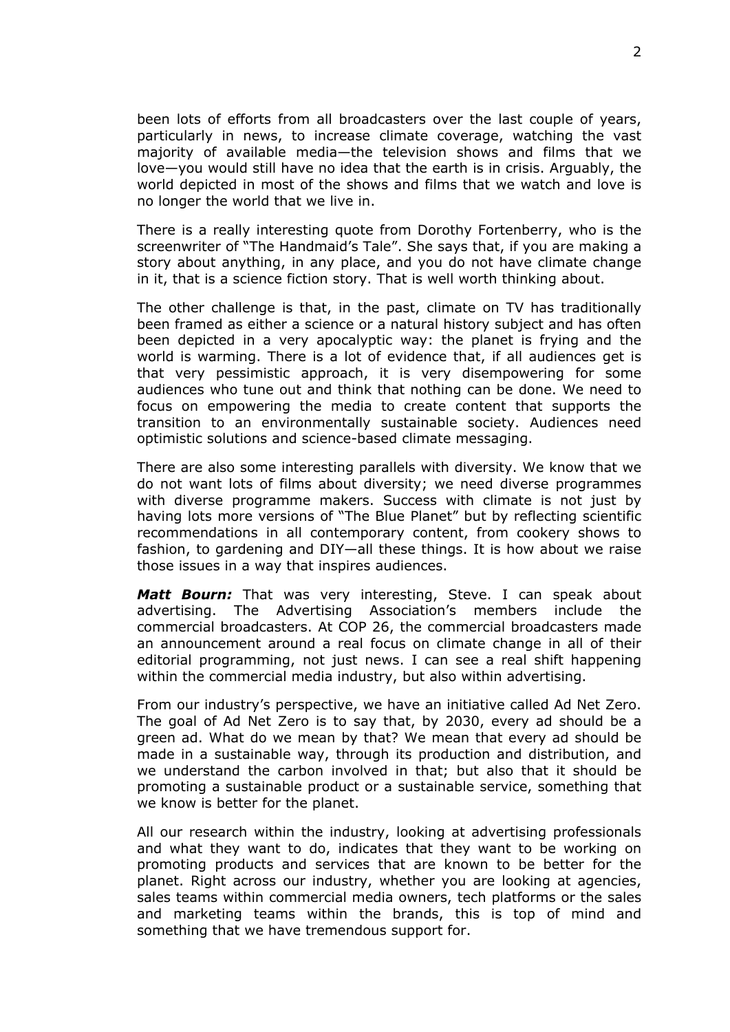been lots of efforts from all broadcasters over the last couple of years, particularly in news, to increase climate coverage, watching the vast majority of available media—the television shows and films that we love—you would still have no idea that the earth is in crisis. Arguably, the world depicted in most of the shows and films that we watch and love is no longer the world that we live in.

There is a really interesting quote from Dorothy Fortenberry, who is the screenwriter of "The Handmaid's Tale". She says that, if you are making a story about anything, in any place, and you do not have climate change in it, that is a science fiction story. That is well worth thinking about.

The other challenge is that, in the past, climate on TV has traditionally been framed as either a science or a natural history subject and has often been depicted in a very apocalyptic way: the planet is frying and the world is warming. There is a lot of evidence that, if all audiences get is that very pessimistic approach, it is very disempowering for some audiences who tune out and think that nothing can be done. We need to focus on empowering the media to create content that supports the transition to an environmentally sustainable society. Audiences need optimistic solutions and science-based climate messaging.

There are also some interesting parallels with diversity. We know that we do not want lots of films about diversity; we need diverse programmes with diverse programme makers. Success with climate is not just by having lots more versions of "The Blue Planet" but by reflecting scientific recommendations in all contemporary content, from cookery shows to fashion, to gardening and DIY—all these things. It is how about we raise those issues in a way that inspires audiences.

***Matt Bourn:*** That was very interesting, Steve. I can speak about advertising. The Advertising Association's members include the commercial broadcasters. At COP 26, the commercial broadcasters made an announcement around a real focus on climate change in all of their editorial programming, not just news. I can see a real shift happening within the commercial media industry, but also within advertising.

From our industry's perspective, we have an initiative called Ad Net Zero. The goal of Ad Net Zero is to say that, by 2030, every ad should be a green ad. What do we mean by that? We mean that every ad should be made in a sustainable way, through its production and distribution, and we understand the carbon involved in that; but also that it should be promoting a sustainable product or a sustainable service, something that we know is better for the planet.

All our research within the industry, looking at advertising professionals and what they want to do, indicates that they want to be working on promoting products and services that are known to be better for the planet. Right across our industry, whether you are looking at agencies, sales teams within commercial media owners, tech platforms or the sales and marketing teams within the brands, this is top of mind and something that we have tremendous support for.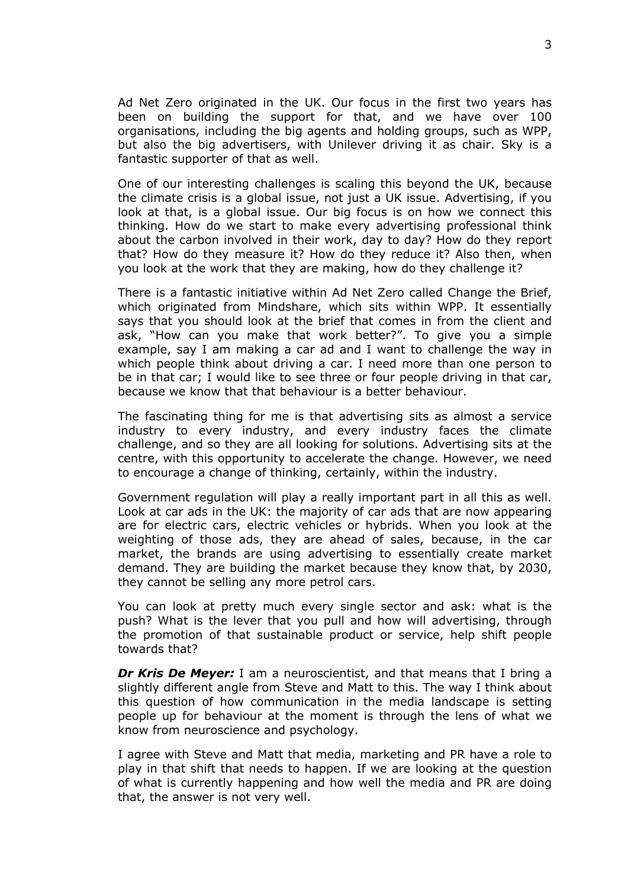Ad Net Zero originated in the UK. Our focus in the first two years has been on building the support for that, and we have over 100 organisations, including the big agents and holding groups, such as WPP, but also the big advertisers, with Unilever driving it as chair. Sky is a fantastic supporter of that as well.

One of our interesting challenges is scaling this beyond the UK, because the climate crisis is a global issue, not just a UK issue. Advertising, if you look at that, is a global issue. Our big focus is on how we connect this thinking. How do we start to make every advertising professional think about the carbon involved in their work, day to day? How do they report that? How do they measure it? How do they reduce it? Also then, when you look at the work that they are making, how do they challenge it?

There is a fantastic initiative within Ad Net Zero called Change the Brief, which originated from Mindshare, which sits within WPP. It essentially says that you should look at the brief that comes in from the client and ask, "How can you make that work better?". To give you a simple example, say I am making a car ad and I want to challenge the way in which people think about driving a car. I need more than one person to be in that car; I would like to see three or four people driving in that car, because we know that that behaviour is a better behaviour.

The fascinating thing for me is that advertising sits as almost a service industry to every industry, and every industry faces the climate challenge, and so they are all looking for solutions. Advertising sits at the centre, with this opportunity to accelerate the change. However, we need to encourage a change of thinking, certainly, within the industry.

Government regulation will play a really important part in all this as well. Look at car ads in the UK: the majority of car ads that are now appearing are for electric cars, electric vehicles or hybrids. When you look at the weighting of those ads, they are ahead of sales, because, in the car market, the brands are using advertising to essentially create market demand. They are building the market because they know that, by 2030, they cannot be selling any more petrol cars.

You can look at pretty much every single sector and ask: what is the push? What is the lever that you pull and how will advertising, through the promotion of that sustainable product or service, help shift people towards that?

***Dr Kris De Meyer:*** I am a neuroscientist, and that means that I bring a slightly different angle from Steve and Matt to this. The way I think about this question of how communication in the media landscape is setting people up for behaviour at the moment is through the lens of what we know from neuroscience and psychology.

I agree with Steve and Matt that media, marketing and PR have a role to play in that shift that needs to happen. If we are looking at the question of what is currently happening and how well the media and PR are doing that, the answer is not very well.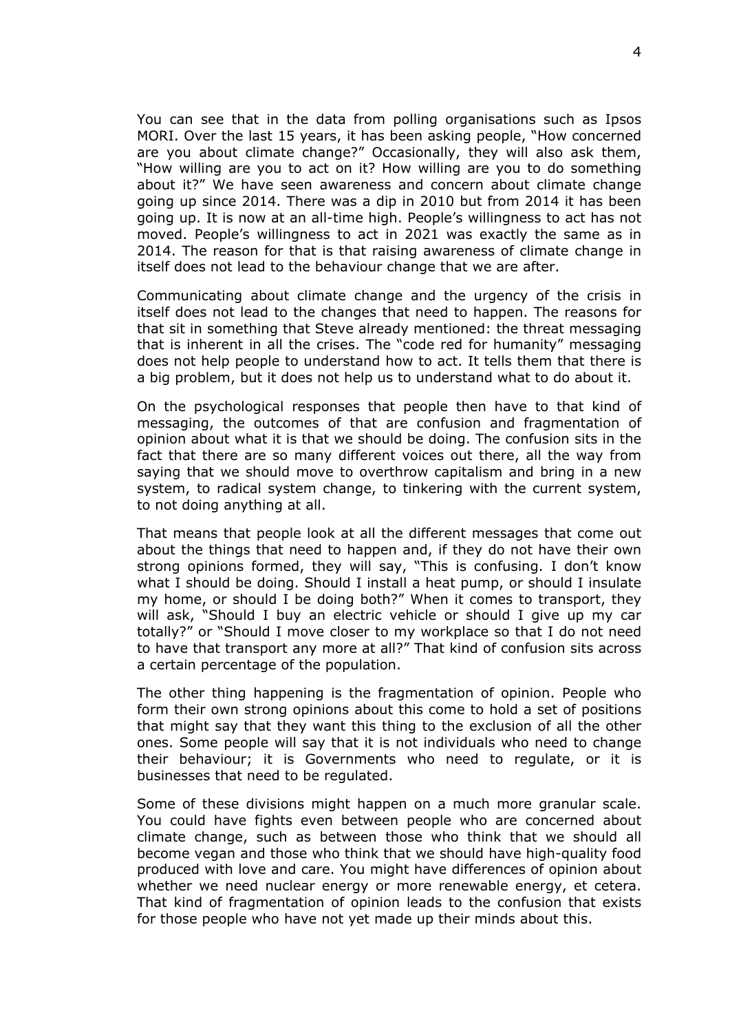You can see that in the data from polling organisations such as Ipsos MORI. Over the last 15 years, it has been asking people, "How concerned are you about climate change?" Occasionally, they will also ask them, "How willing are you to act on it? How willing are you to do something about it?" We have seen awareness and concern about climate change going up since 2014. There was a dip in 2010 but from 2014 it has been going up. It is now at an all-time high. People's willingness to act has not moved. People's willingness to act in 2021 was exactly the same as in 2014. The reason for that is that raising awareness of climate change in itself does not lead to the behaviour change that we are after.

Communicating about climate change and the urgency of the crisis in itself does not lead to the changes that need to happen. The reasons for that sit in something that Steve already mentioned: the threat messaging that is inherent in all the crises. The "code red for humanity" messaging does not help people to understand how to act. It tells them that there is a big problem, but it does not help us to understand what to do about it.

On the psychological responses that people then have to that kind of messaging, the outcomes of that are confusion and fragmentation of opinion about what it is that we should be doing. The confusion sits in the fact that there are so many different voices out there, all the way from saying that we should move to overthrow capitalism and bring in a new system, to radical system change, to tinkering with the current system, to not doing anything at all.

That means that people look at all the different messages that come out about the things that need to happen and, if they do not have their own strong opinions formed, they will say, "This is confusing. I don't know what I should be doing. Should I install a heat pump, or should I insulate my home, or should I be doing both?" When it comes to transport, they will ask, "Should I buy an electric vehicle or should I give up my car totally?" or "Should I move closer to my workplace so that I do not need to have that transport any more at all?" That kind of confusion sits across a certain percentage of the population.

The other thing happening is the fragmentation of opinion. People who form their own strong opinions about this come to hold a set of positions that might say that they want this thing to the exclusion of all the other ones. Some people will say that it is not individuals who need to change their behaviour; it is Governments who need to regulate, or it is businesses that need to be regulated.

Some of these divisions might happen on a much more granular scale. You could have fights even between people who are concerned about climate change, such as between those who think that we should all become vegan and those who think that we should have high-quality food produced with love and care. You might have differences of opinion about whether we need nuclear energy or more renewable energy, et cetera. That kind of fragmentation of opinion leads to the confusion that exists for those people who have not yet made up their minds about this.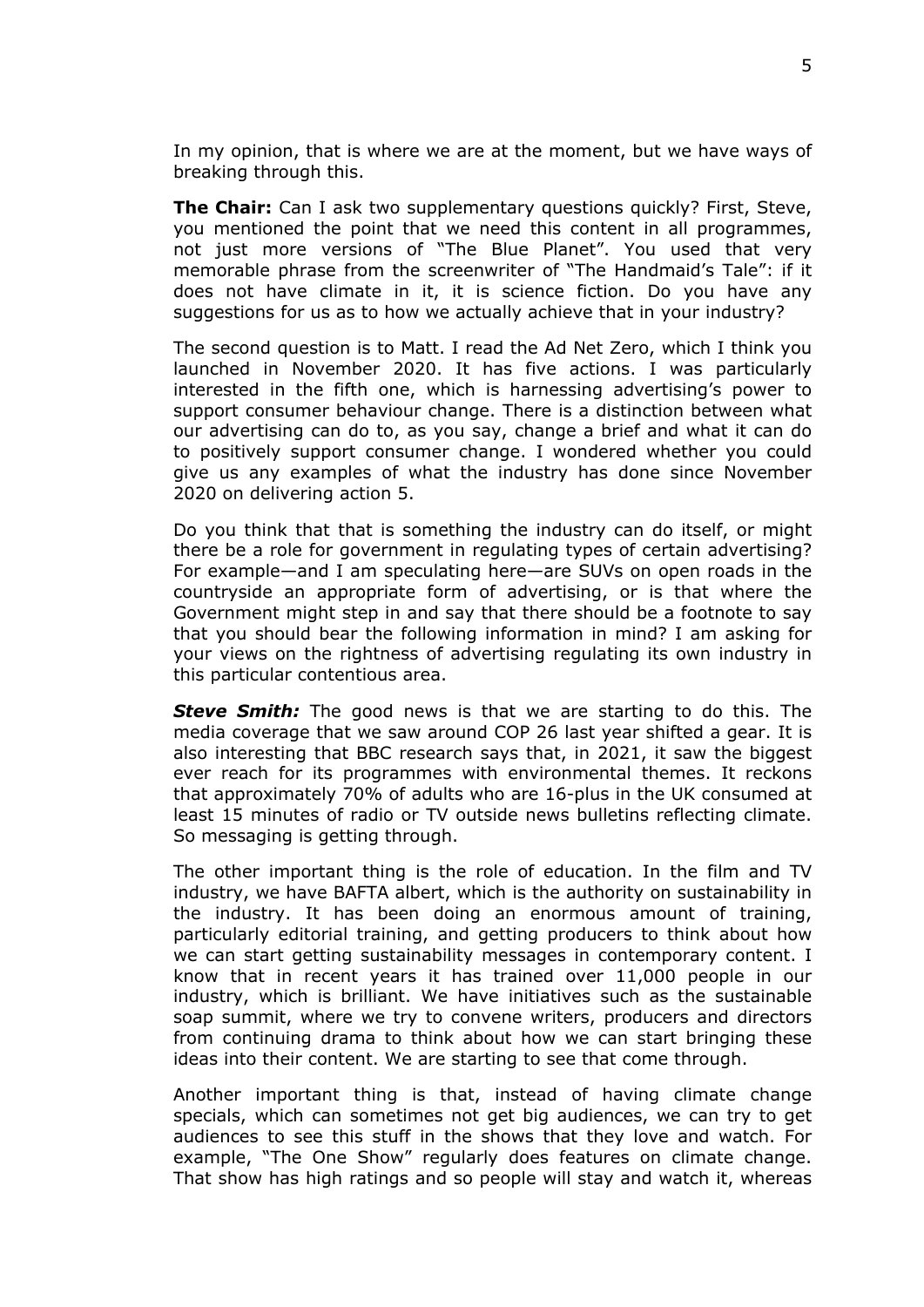In my opinion, that is where we are at the moment, but we have ways of breaking through this.

**The Chair:** Can I ask two supplementary questions quickly? First, Steve, you mentioned the point that we need this content in all programmes, not just more versions of "The Blue Planet". You used that very memorable phrase from the screenwriter of "The Handmaid's Tale": if it does not have climate in it, it is science fiction. Do you have any suggestions for us as to how we actually achieve that in your industry?

The second question is to Matt. I read the Ad Net Zero, which I think you launched in November 2020. It has five actions. I was particularly interested in the fifth one, which is harnessing advertising's power to support consumer behaviour change. There is a distinction between what our advertising can do to, as you say, change a brief and what it can do to positively support consumer change. I wondered whether you could give us any examples of what the industry has done since November 2020 on delivering action 5.

Do you think that that is something the industry can do itself, or might there be a role for government in regulating types of certain advertising? For example—and I am speculating here—are SUVs on open roads in the countryside an appropriate form of advertising, or is that where the Government might step in and say that there should be a footnote to say that you should bear the following information in mind? I am asking for your views on the rightness of advertising regulating its own industry in this particular contentious area.

***Steve Smith:*** The good news is that we are starting to do this. The media coverage that we saw around COP 26 last year shifted a gear. It is also interesting that BBC research says that, in 2021, it saw the biggest ever reach for its programmes with environmental themes. It reckons that approximately 70% of adults who are 16-plus in the UK consumed at least 15 minutes of radio or TV outside news bulletins reflecting climate. So messaging is getting through.

The other important thing is the role of education. In the film and TV industry, we have BAFTA albert, which is the authority on sustainability in the industry. It has been doing an enormous amount of training, particularly editorial training, and getting producers to think about how we can start getting sustainability messages in contemporary content. I know that in recent years it has trained over 11,000 people in our industry, which is brilliant. We have initiatives such as the sustainable soap summit, where we try to convene writers, producers and directors from continuing drama to think about how we can start bringing these ideas into their content. We are starting to see that come through.

Another important thing is that, instead of having climate change specials, which can sometimes not get big audiences, we can try to get audiences to see this stuff in the shows that they love and watch. For example, "The One Show" regularly does features on climate change. That show has high ratings and so people will stay and watch it, whereas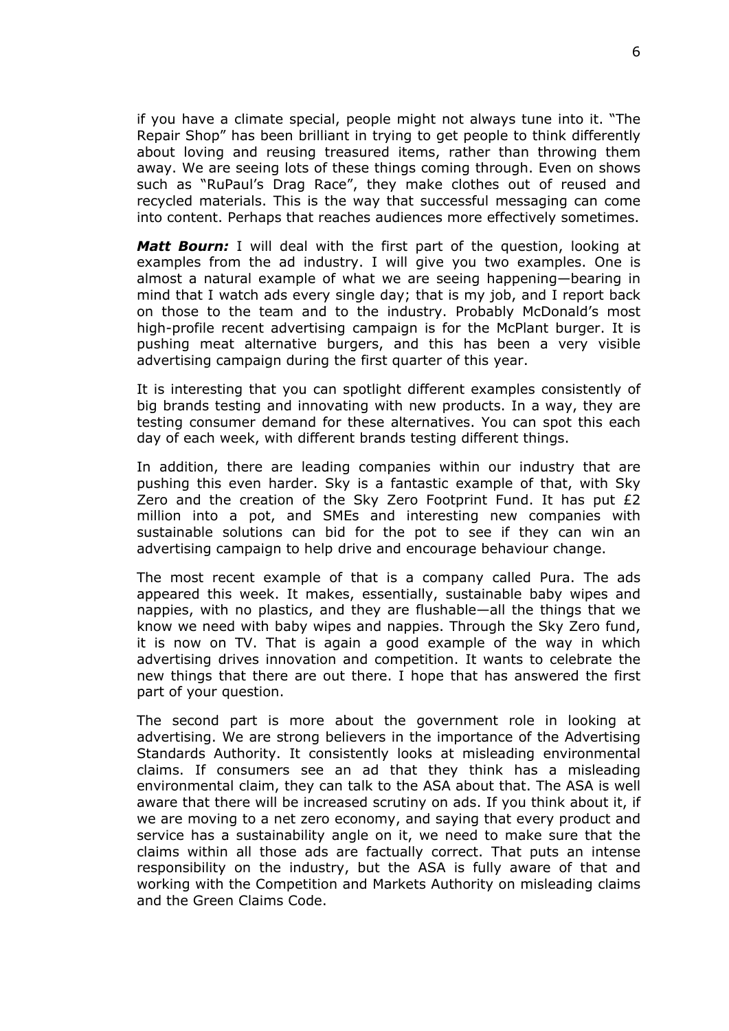if you have a climate special, people might not always tune into it. “The Repair Shop” has been brilliant in trying to get people to think differently about loving and reusing treasured items, rather than throwing them away. We are seeing lots of these things coming through. Even on shows such as “RuPaul’s Drag Race”, they make clothes out of reused and recycled materials. This is the way that successful messaging can come into content. Perhaps that reaches audiences more effectively sometimes.

***Matt Bourn:*** I will deal with the first part of the question, looking at examples from the ad industry. I will give you two examples. One is almost a natural example of what we are seeing happening—bearing in mind that I watch ads every single day; that is my job, and I report back on those to the team and to the industry. Probably McDonald’s most high-profile recent advertising campaign is for the McPlant burger. It is pushing meat alternative burgers, and this has been a very visible advertising campaign during the first quarter of this year.

It is interesting that you can spotlight different examples consistently of big brands testing and innovating with new products. In a way, they are testing consumer demand for these alternatives. You can spot this each day of each week, with different brands testing different things.

In addition, there are leading companies within our industry that are pushing this even harder. Sky is a fantastic example of that, with Sky Zero and the creation of the Sky Zero Footprint Fund. It has put £2 million into a pot, and SMEs and interesting new companies with sustainable solutions can bid for the pot to see if they can win an advertising campaign to help drive and encourage behaviour change.

The most recent example of that is a company called Pura. The ads appeared this week. It makes, essentially, sustainable baby wipes and nappies, with no plastics, and they are flushable—all the things that we know we need with baby wipes and nappies. Through the Sky Zero fund, it is now on TV. That is again a good example of the way in which advertising drives innovation and competition. It wants to celebrate the new things that there are out there. I hope that has answered the first part of your question.

The second part is more about the government role in looking at advertising. We are strong believers in the importance of the Advertising Standards Authority. It consistently looks at misleading environmental claims. If consumers see an ad that they think has a misleading environmental claim, they can talk to the ASA about that. The ASA is well aware that there will be increased scrutiny on ads. If you think about it, if we are moving to a net zero economy, and saying that every product and service has a sustainability angle on it, we need to make sure that the claims within all those ads are factually correct. That puts an intense responsibility on the industry, but the ASA is fully aware of that and working with the Competition and Markets Authority on misleading claims and the Green Claims Code.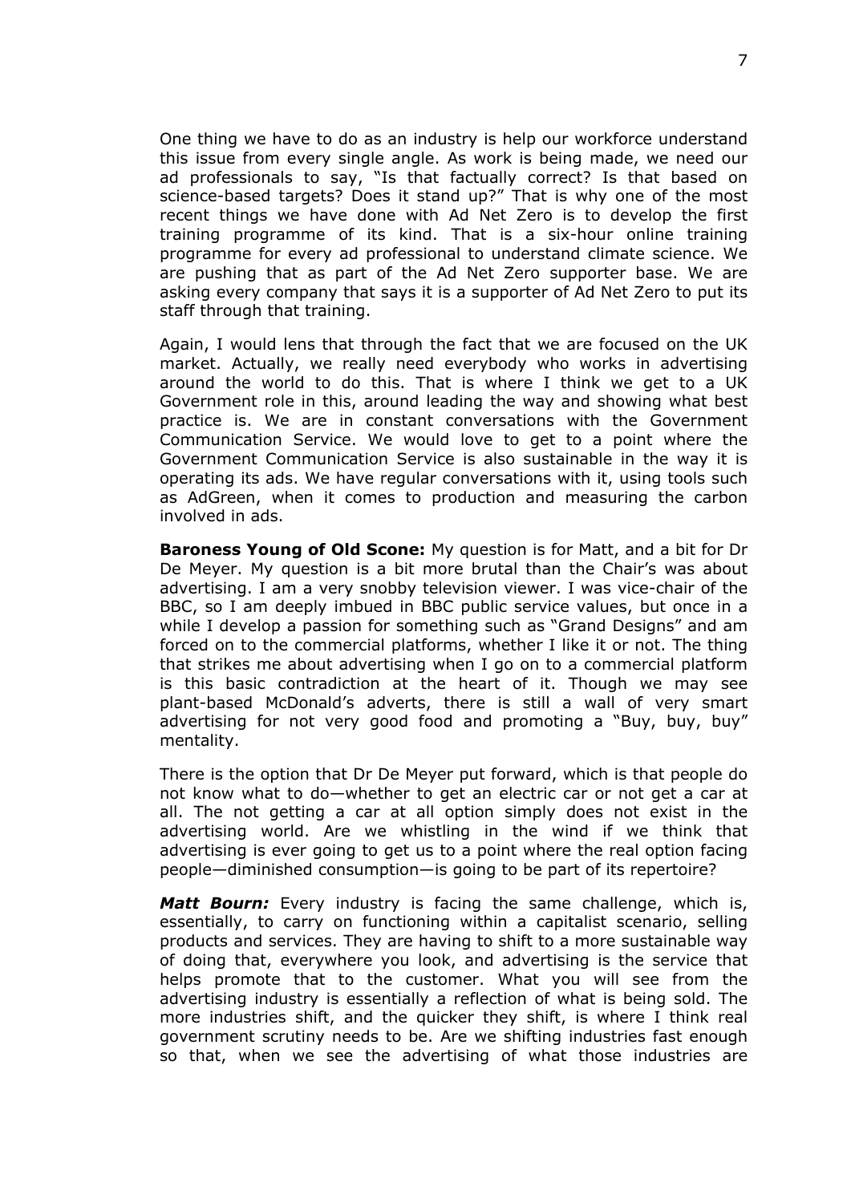One thing we have to do as an industry is help our workforce understand this issue from every single angle. As work is being made, we need our ad professionals to say, "Is that factually correct? Is that based on science-based targets? Does it stand up?" That is why one of the most recent things we have done with Ad Net Zero is to develop the first training programme of its kind. That is a six-hour online training programme for every ad professional to understand climate science. We are pushing that as part of the Ad Net Zero supporter base. We are asking every company that says it is a supporter of Ad Net Zero to put its staff through that training.

Again, I would lens that through the fact that we are focused on the UK market. Actually, we really need everybody who works in advertising around the world to do this. That is where I think we get to a UK Government role in this, around leading the way and showing what best practice is. We are in constant conversations with the Government Communication Service. We would love to get to a point where the Government Communication Service is also sustainable in the way it is operating its ads. We have regular conversations with it, using tools such as AdGreen, when it comes to production and measuring the carbon involved in ads.

**Baroness Young of Old Scone:** My question is for Matt, and a bit for Dr De Meyer. My question is a bit more brutal than the Chair's was about advertising. I am a very snobby television viewer. I was vice-chair of the BBC, so I am deeply imbued in BBC public service values, but once in a while I develop a passion for something such as "Grand Designs" and am forced on to the commercial platforms, whether I like it or not. The thing that strikes me about advertising when I go on to a commercial platform is this basic contradiction at the heart of it. Though we may see plant-based McDonald's adverts, there is still a wall of very smart advertising for not very good food and promoting a "Buy, buy, buy" mentality.

There is the option that Dr De Meyer put forward, which is that people do not know what to do—whether to get an electric car or not get a car at all. The not getting a car at all option simply does not exist in the advertising world. Are we whistling in the wind if we think that advertising is ever going to get us to a point where the real option facing people—diminished consumption—is going to be part of its repertoire?

***Matt Bourn:*** Every industry is facing the same challenge, which is, essentially, to carry on functioning within a capitalist scenario, selling products and services. They are having to shift to a more sustainable way of doing that, everywhere you look, and advertising is the service that helps promote that to the customer. What you will see from the advertising industry is essentially a reflection of what is being sold. The more industries shift, and the quicker they shift, is where I think real government scrutiny needs to be. Are we shifting industries fast enough so that, when we see the advertising of what those industries are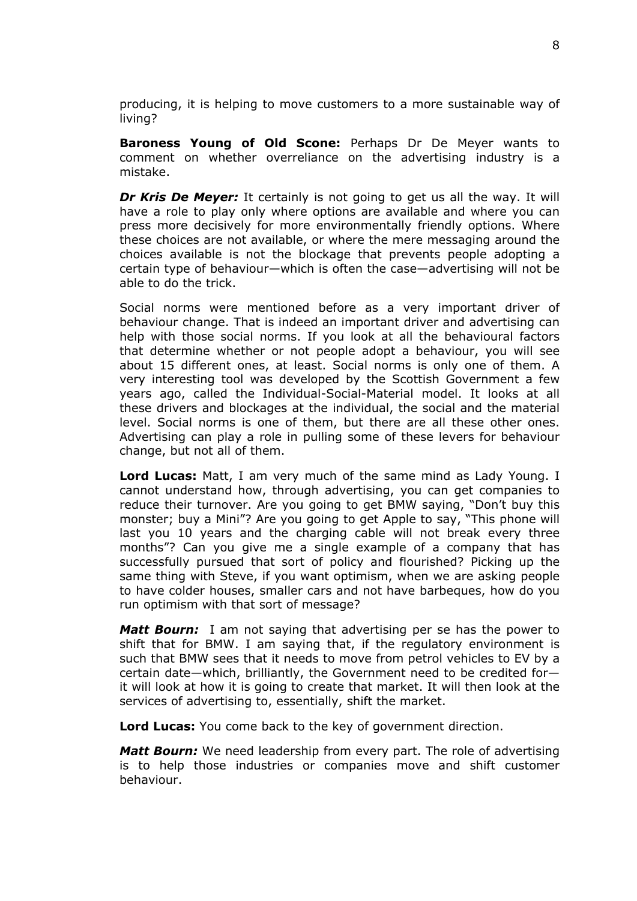producing, it is helping to move customers to a more sustainable way of living?

**Baroness Young of Old Scone:** Perhaps Dr De Meyer wants to comment on whether overreliance on the advertising industry is a mistake.

***Dr Kris De Meyer:*** It certainly is not going to get us all the way. It will have a role to play only where options are available and where you can press more decisively for more environmentally friendly options. Where these choices are not available, or where the mere messaging around the choices available is not the blockage that prevents people adopting a certain type of behaviour—which is often the case—advertising will not be able to do the trick.

Social norms were mentioned before as a very important driver of behaviour change. That is indeed an important driver and advertising can help with those social norms. If you look at all the behavioural factors that determine whether or not people adopt a behaviour, you will see about 15 different ones, at least. Social norms is only one of them. A very interesting tool was developed by the Scottish Government a few years ago, called the Individual-Social-Material model. It looks at all these drivers and blockages at the individual, the social and the material level. Social norms is one of them, but there are all these other ones. Advertising can play a role in pulling some of these levers for behaviour change, but not all of them.

**Lord Lucas:** Matt, I am very much of the same mind as Lady Young. I cannot understand how, through advertising, you can get companies to reduce their turnover. Are you going to get BMW saying, "Don't buy this monster; buy a Mini"? Are you going to get Apple to say, "This phone will last you 10 years and the charging cable will not break every three months"? Can you give me a single example of a company that has successfully pursued that sort of policy and flourished? Picking up the same thing with Steve, if you want optimism, when we are asking people to have colder houses, smaller cars and not have barbeques, how do you run optimism with that sort of message?

***Matt Bourn:*** I am not saying that advertising per se has the power to shift that for BMW. I am saying that, if the regulatory environment is such that BMW sees that it needs to move from petrol vehicles to EV by a certain date—which, brilliantly, the Government need to be credited for—it will look at how it is going to create that market. It will then look at the services of advertising to, essentially, shift the market.

**Lord Lucas:** You come back to the key of government direction.

***Matt Bourn:*** We need leadership from every part. The role of advertising is to help those industries or companies move and shift customer behaviour.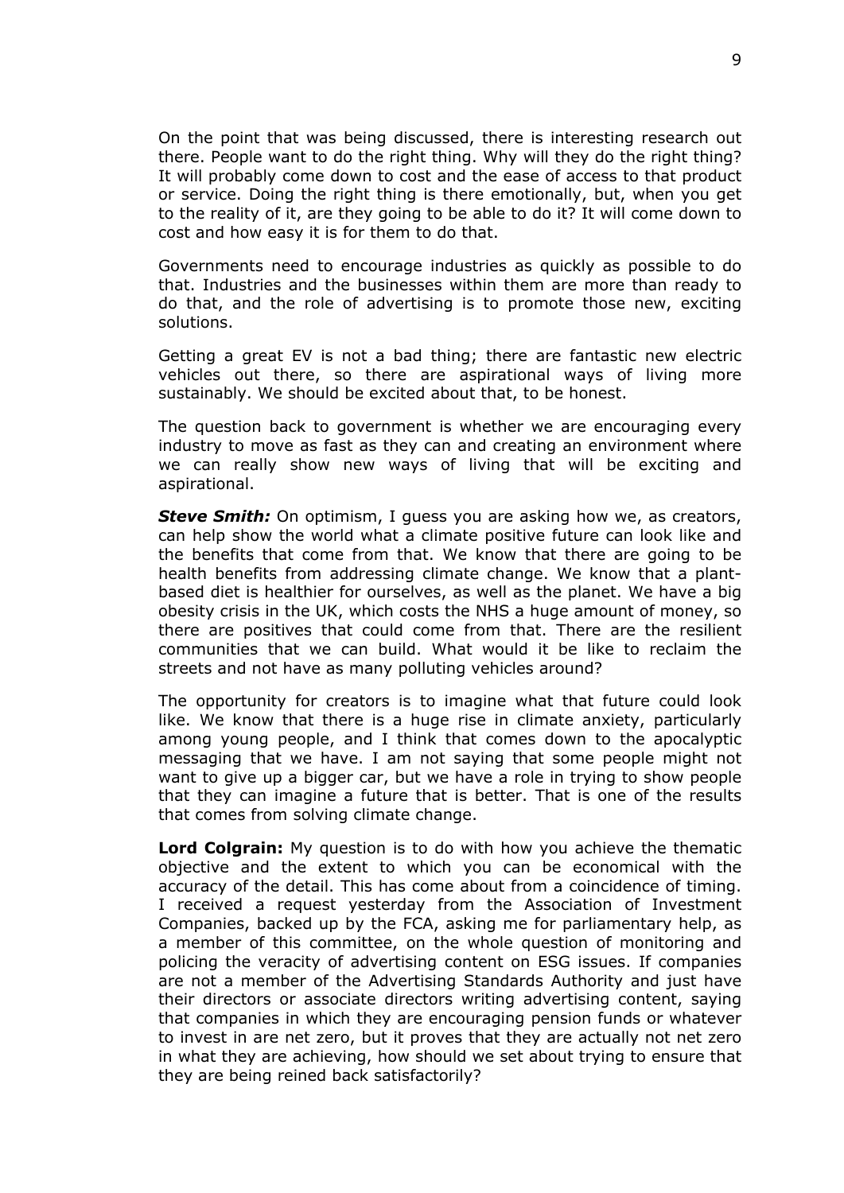On the point that was being discussed, there is interesting research out there. People want to do the right thing. Why will they do the right thing? It will probably come down to cost and the ease of access to that product or service. Doing the right thing is there emotionally, but, when you get to the reality of it, are they going to be able to do it? It will come down to cost and how easy it is for them to do that.

Governments need to encourage industries as quickly as possible to do that. Industries and the businesses within them are more than ready to do that, and the role of advertising is to promote those new, exciting solutions.

Getting a great EV is not a bad thing; there are fantastic new electric vehicles out there, so there are aspirational ways of living more sustainably. We should be excited about that, to be honest.

The question back to government is whether we are encouraging every industry to move as fast as they can and creating an environment where we can really show new ways of living that will be exciting and aspirational.

***Steve Smith:*** On optimism, I guess you are asking how we, as creators, can help show the world what a climate positive future can look like and the benefits that come from that. We know that there are going to be health benefits from addressing climate change. We know that a plant-based diet is healthier for ourselves, as well as the planet. We have a big obesity crisis in the UK, which costs the NHS a huge amount of money, so there are positives that could come from that. There are the resilient communities that we can build. What would it be like to reclaim the streets and not have as many polluting vehicles around?

The opportunity for creators is to imagine what that future could look like. We know that there is a huge rise in climate anxiety, particularly among young people, and I think that comes down to the apocalyptic messaging that we have. I am not saying that some people might not want to give up a bigger car, but we have a role in trying to show people that they can imagine a future that is better. That is one of the results that comes from solving climate change.

**Lord Colgrain:** My question is to do with how you achieve the thematic objective and the extent to which you can be economical with the accuracy of the detail. This has come about from a coincidence of timing. I received a request yesterday from the Association of Investment Companies, backed up by the FCA, asking me for parliamentary help, as a member of this committee, on the whole question of monitoring and policing the veracity of advertising content on ESG issues. If companies are not a member of the Advertising Standards Authority and just have their directors or associate directors writing advertising content, saying that companies in which they are encouraging pension funds or whatever to invest in are net zero, but it proves that they are actually not net zero in what they are achieving, how should we set about trying to ensure that they are being reined back satisfactorily?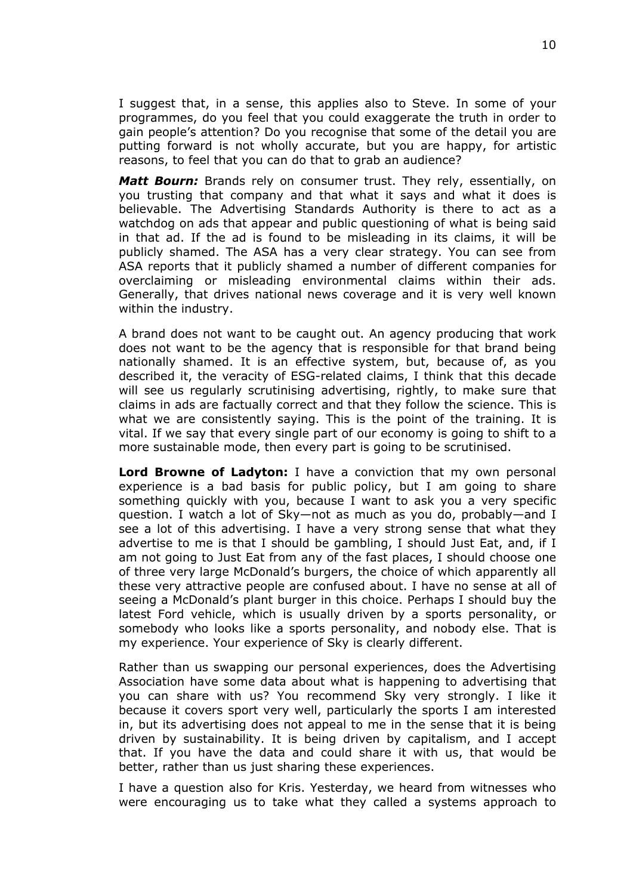I suggest that, in a sense, this applies also to Steve. In some of your programmes, do you feel that you could exaggerate the truth in order to gain people's attention? Do you recognise that some of the detail you are putting forward is not wholly accurate, but you are happy, for artistic reasons, to feel that you can do that to grab an audience?

***Matt Bourn:*** Brands rely on consumer trust. They rely, essentially, on you trusting that company and that what it says and what it does is believable. The Advertising Standards Authority is there to act as a watchdog on ads that appear and public questioning of what is being said in that ad. If the ad is found to be misleading in its claims, it will be publicly shamed. The ASA has a very clear strategy. You can see from ASA reports that it publicly shamed a number of different companies for overclaiming or misleading environmental claims within their ads. Generally, that drives national news coverage and it is very well known within the industry.

A brand does not want to be caught out. An agency producing that work does not want to be the agency that is responsible for that brand being nationally shamed. It is an effective system, but, because of, as you described it, the veracity of ESG-related claims, I think that this decade will see us regularly scrutinising advertising, rightly, to make sure that claims in ads are factually correct and that they follow the science. This is what we are consistently saying. This is the point of the training. It is vital. If we say that every single part of our economy is going to shift to a more sustainable mode, then every part is going to be scrutinised.

**Lord Browne of Ladyton:** I have a conviction that my own personal experience is a bad basis for public policy, but I am going to share something quickly with you, because I want to ask you a very specific question. I watch a lot of Sky—not as much as you do, probably—and I see a lot of this advertising. I have a very strong sense that what they advertise to me is that I should be gambling, I should Just Eat, and, if I am not going to Just Eat from any of the fast places, I should choose one of three very large McDonald's burgers, the choice of which apparently all these very attractive people are confused about. I have no sense at all of seeing a McDonald's plant burger in this choice. Perhaps I should buy the latest Ford vehicle, which is usually driven by a sports personality, or somebody who looks like a sports personality, and nobody else. That is my experience. Your experience of Sky is clearly different.

Rather than us swapping our personal experiences, does the Advertising Association have some data about what is happening to advertising that you can share with us? You recommend Sky very strongly. I like it because it covers sport very well, particularly the sports I am interested in, but its advertising does not appeal to me in the sense that it is being driven by sustainability. It is being driven by capitalism, and I accept that. If you have the data and could share it with us, that would be better, rather than us just sharing these experiences.

I have a question also for Kris. Yesterday, we heard from witnesses who were encouraging us to take what they called a systems approach to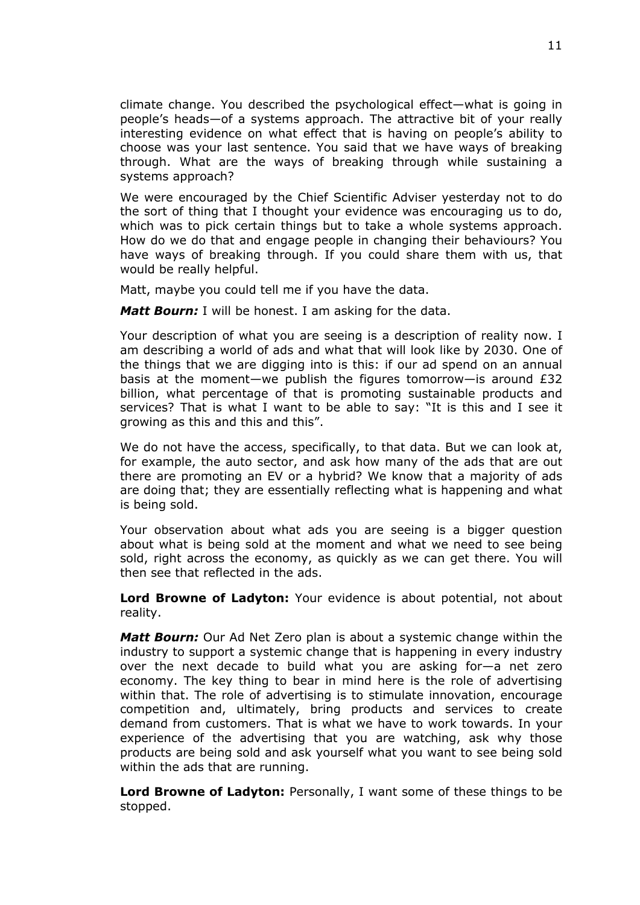climate change. You described the psychological effect—what is going in people's heads—of a systems approach. The attractive bit of your really interesting evidence on what effect that is having on people's ability to choose was your last sentence. You said that we have ways of breaking through. What are the ways of breaking through while sustaining a systems approach?

We were encouraged by the Chief Scientific Adviser yesterday not to do the sort of thing that I thought your evidence was encouraging us to do, which was to pick certain things but to take a whole systems approach. How do we do that and engage people in changing their behaviours? You have ways of breaking through. If you could share them with us, that would be really helpful.

Matt, maybe you could tell me if you have the data.

***Matt Bourn:*** I will be honest. I am asking for the data.

Your description of what you are seeing is a description of reality now. I am describing a world of ads and what that will look like by 2030. One of the things that we are digging into is this: if our ad spend on an annual basis at the moment—we publish the figures tomorrow—is around £32 billion, what percentage of that is promoting sustainable products and services? That is what I want to be able to say: "It is this and I see it growing as this and this and this".

We do not have the access, specifically, to that data. But we can look at, for example, the auto sector, and ask how many of the ads that are out there are promoting an EV or a hybrid? We know that a majority of ads are doing that; they are essentially reflecting what is happening and what is being sold.

Your observation about what ads you are seeing is a bigger question about what is being sold at the moment and what we need to see being sold, right across the economy, as quickly as we can get there. You will then see that reflected in the ads.

**Lord Browne of Ladyton:** Your evidence is about potential, not about reality.

***Matt Bourn:*** Our Ad Net Zero plan is about a systemic change within the industry to support a systemic change that is happening in every industry over the next decade to build what you are asking for—a net zero economy. The key thing to bear in mind here is the role of advertising within that. The role of advertising is to stimulate innovation, encourage competition and, ultimately, bring products and services to create demand from customers. That is what we have to work towards. In your experience of the advertising that you are watching, ask why those products are being sold and ask yourself what you want to see being sold within the ads that are running.

**Lord Browne of Ladyton:** Personally, I want some of these things to be stopped.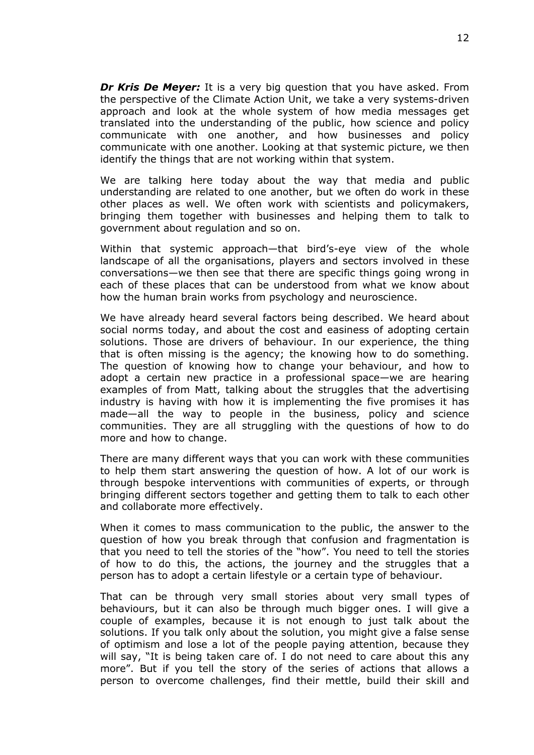***Dr Kris De Meyer:*** It is a very big question that you have asked. From the perspective of the Climate Action Unit, we take a very systems-driven approach and look at the whole system of how media messages get translated into the understanding of the public, how science and policy communicate with one another, and how businesses and policy communicate with one another. Looking at that systemic picture, we then identify the things that are not working within that system.

We are talking here today about the way that media and public understanding are related to one another, but we often do work in these other places as well. We often work with scientists and policymakers, bringing them together with businesses and helping them to talk to government about regulation and so on.

Within that systemic approach—that bird's-eye view of the whole landscape of all the organisations, players and sectors involved in these conversations—we then see that there are specific things going wrong in each of these places that can be understood from what we know about how the human brain works from psychology and neuroscience.

We have already heard several factors being described. We heard about social norms today, and about the cost and easiness of adopting certain solutions. Those are drivers of behaviour. In our experience, the thing that is often missing is the agency; the knowing how to do something. The question of knowing how to change your behaviour, and how to adopt a certain new practice in a professional space—we are hearing examples of from Matt, talking about the struggles that the advertising industry is having with how it is implementing the five promises it has made—all the way to people in the business, policy and science communities. They are all struggling with the questions of how to do more and how to change.

There are many different ways that you can work with these communities to help them start answering the question of how. A lot of our work is through bespoke interventions with communities of experts, or through bringing different sectors together and getting them to talk to each other and collaborate more effectively.

When it comes to mass communication to the public, the answer to the question of how you break through that confusion and fragmentation is that you need to tell the stories of the "how". You need to tell the stories of how to do this, the actions, the journey and the struggles that a person has to adopt a certain lifestyle or a certain type of behaviour.

That can be through very small stories about very small types of behaviours, but it can also be through much bigger ones. I will give a couple of examples, because it is not enough to just talk about the solutions. If you talk only about the solution, you might give a false sense of optimism and lose a lot of the people paying attention, because they will say, "It is being taken care of. I do not need to care about this any more". But if you tell the story of the series of actions that allows a person to overcome challenges, find their mettle, build their skill and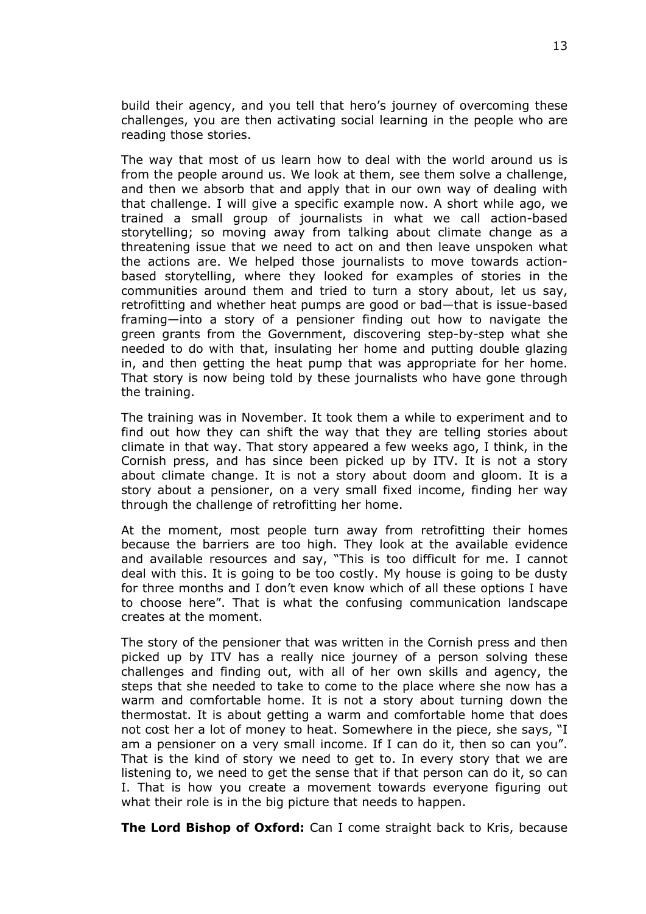build their agency, and you tell that hero's journey of overcoming these challenges, you are then activating social learning in the people who are reading those stories.

The way that most of us learn how to deal with the world around us is from the people around us. We look at them, see them solve a challenge, and then we absorb that and apply that in our own way of dealing with that challenge. I will give a specific example now. A short while ago, we trained a small group of journalists in what we call action-based storytelling; so moving away from talking about climate change as a threatening issue that we need to act on and then leave unspoken what the actions are. We helped those journalists to move towards action-based storytelling, where they looked for examples of stories in the communities around them and tried to turn a story about, let us say, retrofitting and whether heat pumps are good or bad—that is issue-based framing—into a story of a pensioner finding out how to navigate the green grants from the Government, discovering step-by-step what she needed to do with that, insulating her home and putting double glazing in, and then getting the heat pump that was appropriate for her home. That story is now being told by these journalists who have gone through the training.

The training was in November. It took them a while to experiment and to find out how they can shift the way that they are telling stories about climate in that way. That story appeared a few weeks ago, I think, in the Cornish press, and has since been picked up by ITV. It is not a story about climate change. It is not a story about doom and gloom. It is a story about a pensioner, on a very small fixed income, finding her way through the challenge of retrofitting her home.

At the moment, most people turn away from retrofitting their homes because the barriers are too high. They look at the available evidence and available resources and say, "This is too difficult for me. I cannot deal with this. It is going to be too costly. My house is going to be dusty for three months and I don't even know which of all these options I have to choose here". That is what the confusing communication landscape creates at the moment.

The story of the pensioner that was written in the Cornish press and then picked up by ITV has a really nice journey of a person solving these challenges and finding out, with all of her own skills and agency, the steps that she needed to take to come to the place where she now has a warm and comfortable home. It is not a story about turning down the thermostat. It is about getting a warm and comfortable home that does not cost her a lot of money to heat. Somewhere in the piece, she says, "I am a pensioner on a very small income. If I can do it, then so can you". That is the kind of story we need to get to. In every story that we are listening to, we need to get the sense that if that person can do it, so can I. That is how you create a movement towards everyone figuring out what their role is in the big picture that needs to happen.

**The Lord Bishop of Oxford:** Can I come straight back to Kris, because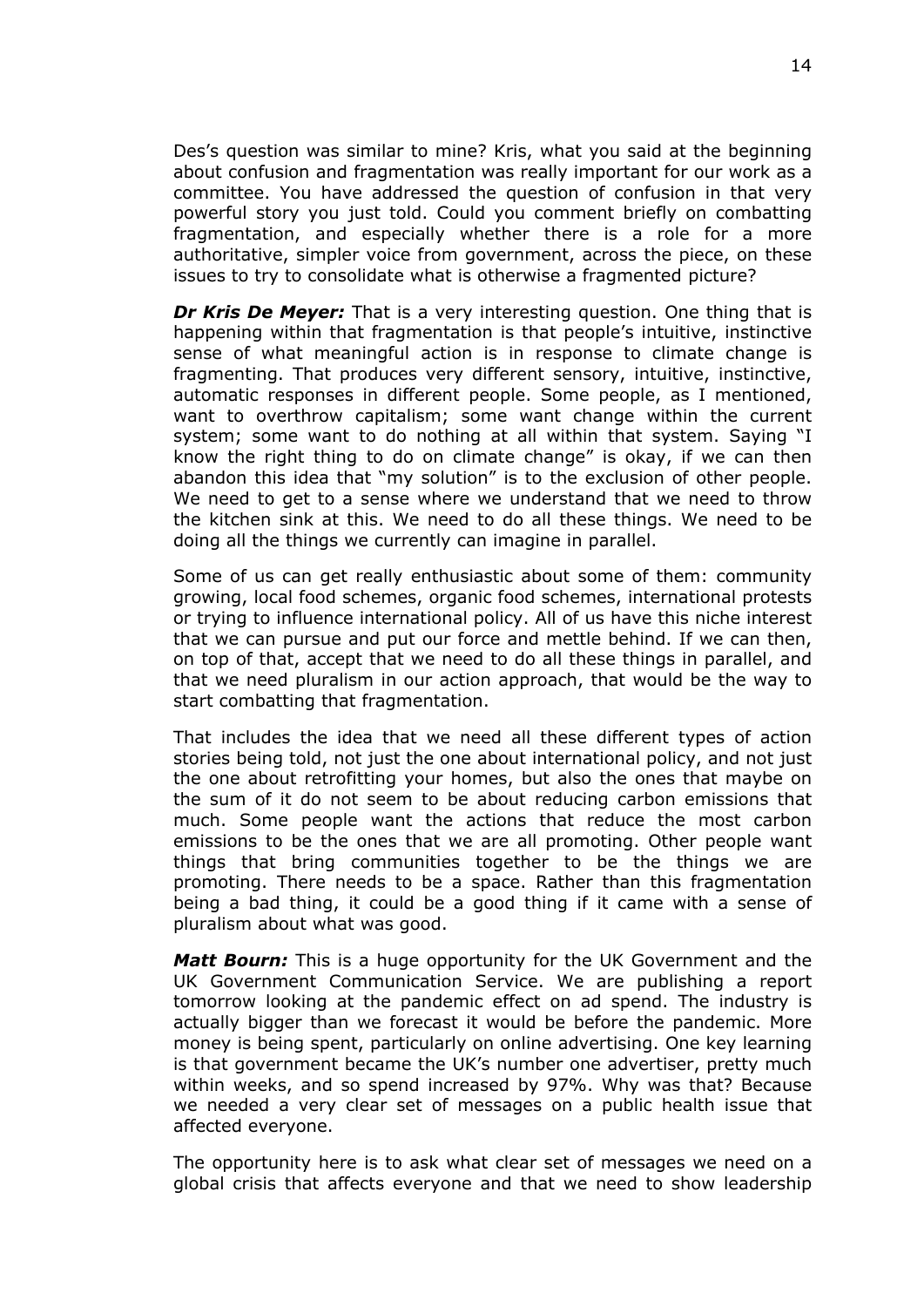Des's question was similar to mine? Kris, what you said at the beginning about confusion and fragmentation was really important for our work as a committee. You have addressed the question of confusion in that very powerful story you just told. Could you comment briefly on combatting fragmentation, and especially whether there is a role for a more authoritative, simpler voice from government, across the piece, on these issues to try to consolidate what is otherwise a fragmented picture?

***Dr Kris De Meyer:*** That is a very interesting question. One thing that is happening within that fragmentation is that people's intuitive, instinctive sense of what meaningful action is in response to climate change is fragmenting. That produces very different sensory, intuitive, instinctive, automatic responses in different people. Some people, as I mentioned, want to overthrow capitalism; some want change within the current system; some want to do nothing at all within that system. Saying "I know the right thing to do on climate change" is okay, if we can then abandon this idea that "my solution" is to the exclusion of other people. We need to get to a sense where we understand that we need to throw the kitchen sink at this. We need to do all these things. We need to be doing all the things we currently can imagine in parallel.

Some of us can get really enthusiastic about some of them: community growing, local food schemes, organic food schemes, international protests or trying to influence international policy. All of us have this niche interest that we can pursue and put our force and mettle behind. If we can then, on top of that, accept that we need to do all these things in parallel, and that we need pluralism in our action approach, that would be the way to start combatting that fragmentation.

That includes the idea that we need all these different types of action stories being told, not just the one about international policy, and not just the one about retrofitting your homes, but also the ones that maybe on the sum of it do not seem to be about reducing carbon emissions that much. Some people want the actions that reduce the most carbon emissions to be the ones that we are all promoting. Other people want things that bring communities together to be the things we are promoting. There needs to be a space. Rather than this fragmentation being a bad thing, it could be a good thing if it came with a sense of pluralism about what was good.

***Matt Bourn:*** This is a huge opportunity for the UK Government and the UK Government Communication Service. We are publishing a report tomorrow looking at the pandemic effect on ad spend. The industry is actually bigger than we forecast it would be before the pandemic. More money is being spent, particularly on online advertising. One key learning is that government became the UK's number one advertiser, pretty much within weeks, and so spend increased by 97%. Why was that? Because we needed a very clear set of messages on a public health issue that affected everyone.

The opportunity here is to ask what clear set of messages we need on a global crisis that affects everyone and that we need to show leadership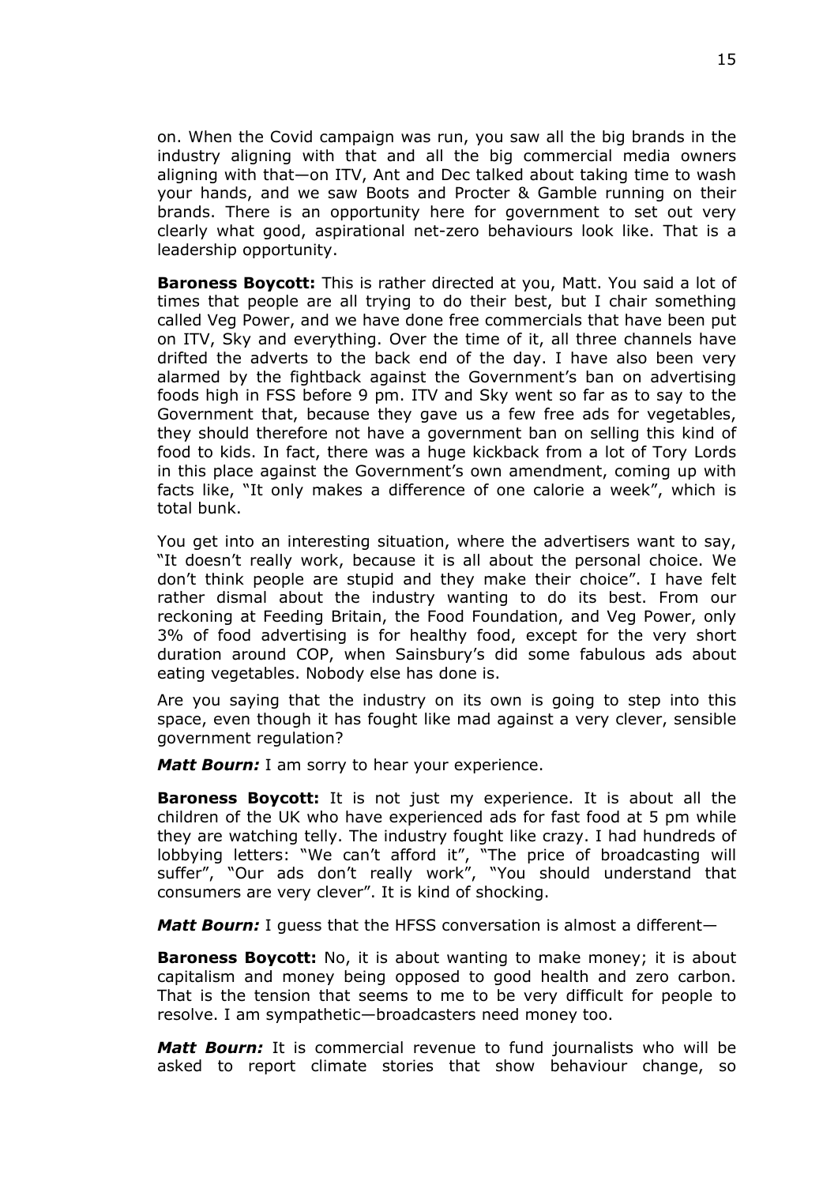on. When the Covid campaign was run, you saw all the big brands in the industry aligning with that and all the big commercial media owners aligning with that—on ITV, Ant and Dec talked about taking time to wash your hands, and we saw Boots and Procter & Gamble running on their brands. There is an opportunity here for government to set out very clearly what good, aspirational net-zero behaviours look like. That is a leadership opportunity.

**Baroness Boycott:** This is rather directed at you, Matt. You said a lot of times that people are all trying to do their best, but I chair something called Veg Power, and we have done free commercials that have been put on ITV, Sky and everything. Over the time of it, all three channels have drifted the adverts to the back end of the day. I have also been very alarmed by the fightback against the Government's ban on advertising foods high in FSS before 9 pm. ITV and Sky went so far as to say to the Government that, because they gave us a few free ads for vegetables, they should therefore not have a government ban on selling this kind of food to kids. In fact, there was a huge kickback from a lot of Tory Lords in this place against the Government's own amendment, coming up with facts like, "It only makes a difference of one calorie a week", which is total bunk.

You get into an interesting situation, where the advertisers want to say, "It doesn't really work, because it is all about the personal choice. We don't think people are stupid and they make their choice". I have felt rather dismal about the industry wanting to do its best. From our reckoning at Feeding Britain, the Food Foundation, and Veg Power, only 3% of food advertising is for healthy food, except for the very short duration around COP, when Sainsbury's did some fabulous ads about eating vegetables. Nobody else has done is.

Are you saying that the industry on its own is going to step into this space, even though it has fought like mad against a very clever, sensible government regulation?

***Matt Bourn:*** I am sorry to hear your experience.

**Baroness Boycott:** It is not just my experience. It is about all the children of the UK who have experienced ads for fast food at 5 pm while they are watching telly. The industry fought like crazy. I had hundreds of lobbying letters: "We can't afford it", "The price of broadcasting will suffer", "Our ads don't really work", "You should understand that consumers are very clever". It is kind of shocking.

***Matt Bourn:*** I guess that the HFSS conversation is almost a different—

**Baroness Boycott:** No, it is about wanting to make money; it is about capitalism and money being opposed to good health and zero carbon. That is the tension that seems to me to be very difficult for people to resolve. I am sympathetic—broadcasters need money too.

***Matt Bourn:*** It is commercial revenue to fund journalists who will be asked to report climate stories that show behaviour change, so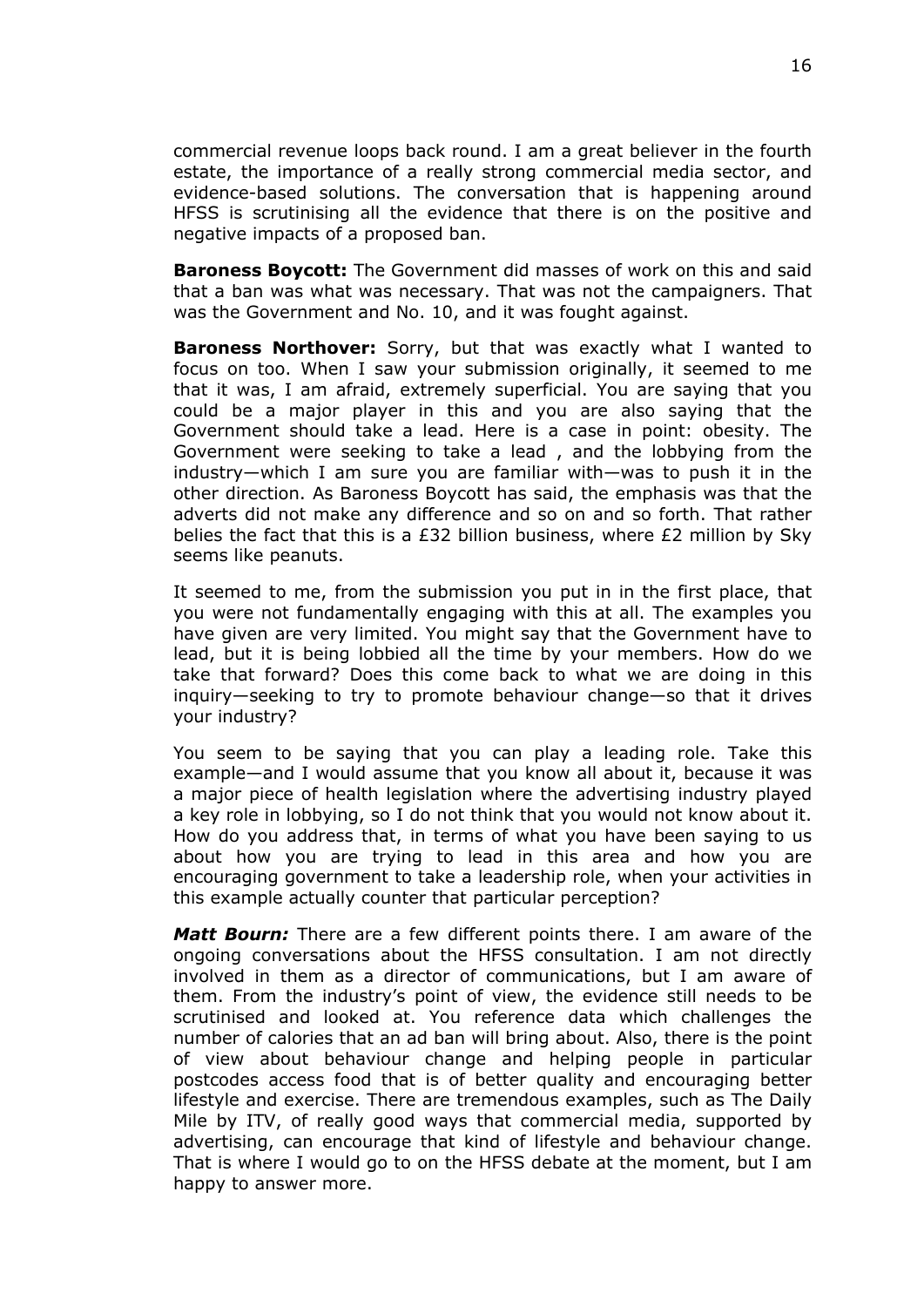commercial revenue loops back round. I am a great believer in the fourth estate, the importance of a really strong commercial media sector, and evidence-based solutions. The conversation that is happening around HFSS is scrutinising all the evidence that there is on the positive and negative impacts of a proposed ban.

**Baroness Boycott:** The Government did masses of work on this and said that a ban was what was necessary. That was not the campaigners. That was the Government and No. 10, and it was fought against.

**Baroness Northover:** Sorry, but that was exactly what I wanted to focus on too. When I saw your submission originally, it seemed to me that it was, I am afraid, extremely superficial. You are saying that you could be a major player in this and you are also saying that the Government should take a lead. Here is a case in point: obesity. The Government were seeking to take a lead , and the lobbying from the industry—which I am sure you are familiar with—was to push it in the other direction. As Baroness Boycott has said, the emphasis was that the adverts did not make any difference and so on and so forth. That rather belies the fact that this is a £32 billion business, where £2 million by Sky seems like peanuts.

It seemed to me, from the submission you put in in the first place, that you were not fundamentally engaging with this at all. The examples you have given are very limited. You might say that the Government have to lead, but it is being lobbied all the time by your members. How do we take that forward? Does this come back to what we are doing in this inquiry—seeking to try to promote behaviour change—so that it drives your industry?

You seem to be saying that you can play a leading role. Take this example—and I would assume that you know all about it, because it was a major piece of health legislation where the advertising industry played a key role in lobbying, so I do not think that you would not know about it. How do you address that, in terms of what you have been saying to us about how you are trying to lead in this area and how you are encouraging government to take a leadership role, when your activities in this example actually counter that particular perception?

***Matt Bourn:*** There are a few different points there. I am aware of the ongoing conversations about the HFSS consultation. I am not directly involved in them as a director of communications, but I am aware of them. From the industry's point of view, the evidence still needs to be scrutinised and looked at. You reference data which challenges the number of calories that an ad ban will bring about. Also, there is the point of view about behaviour change and helping people in particular postcodes access food that is of better quality and encouraging better lifestyle and exercise. There are tremendous examples, such as The Daily Mile by ITV, of really good ways that commercial media, supported by advertising, can encourage that kind of lifestyle and behaviour change. That is where I would go to on the HFSS debate at the moment, but I am happy to answer more.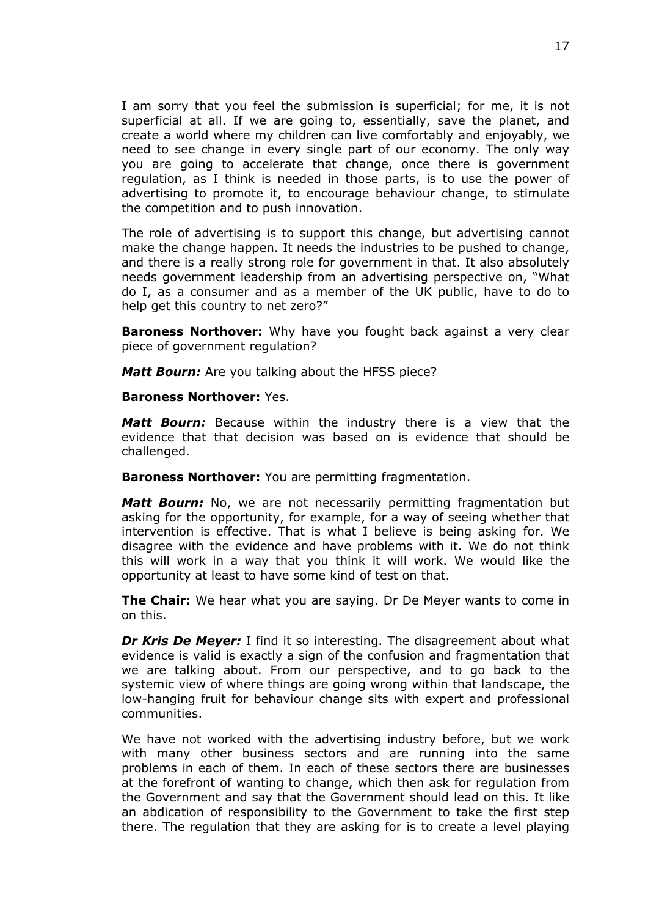I am sorry that you feel the submission is superficial; for me, it is not superficial at all. If we are going to, essentially, save the planet, and create a world where my children can live comfortably and enjoyably, we need to see change in every single part of our economy. The only way you are going to accelerate that change, once there is government regulation, as I think is needed in those parts, is to use the power of advertising to promote it, to encourage behaviour change, to stimulate the competition and to push innovation.

The role of advertising is to support this change, but advertising cannot make the change happen. It needs the industries to be pushed to change, and there is a really strong role for government in that. It also absolutely needs government leadership from an advertising perspective on, "What do I, as a consumer and as a member of the UK public, have to do to help get this country to net zero?"

**Baroness Northover:** Why have you fought back against a very clear piece of government regulation?

***Matt Bourn:*** Are you talking about the HFSS piece?

**Baroness Northover:** Yes.

***Matt Bourn:*** Because within the industry there is a view that the evidence that that decision was based on is evidence that should be challenged.

**Baroness Northover:** You are permitting fragmentation.

***Matt Bourn:*** No, we are not necessarily permitting fragmentation but asking for the opportunity, for example, for a way of seeing whether that intervention is effective. That is what I believe is being asking for. We disagree with the evidence and have problems with it. We do not think this will work in a way that you think it will work. We would like the opportunity at least to have some kind of test on that.

**The Chair:** We hear what you are saying. Dr De Meyer wants to come in on this.

***Dr Kris De Meyer:*** I find it so interesting. The disagreement about what evidence is valid is exactly a sign of the confusion and fragmentation that we are talking about. From our perspective, and to go back to the systemic view of where things are going wrong within that landscape, the low-hanging fruit for behaviour change sits with expert and professional communities.

We have not worked with the advertising industry before, but we work with many other business sectors and are running into the same problems in each of them. In each of these sectors there are businesses at the forefront of wanting to change, which then ask for regulation from the Government and say that the Government should lead on this. It like an abdication of responsibility to the Government to take the first step there. The regulation that they are asking for is to create a level playing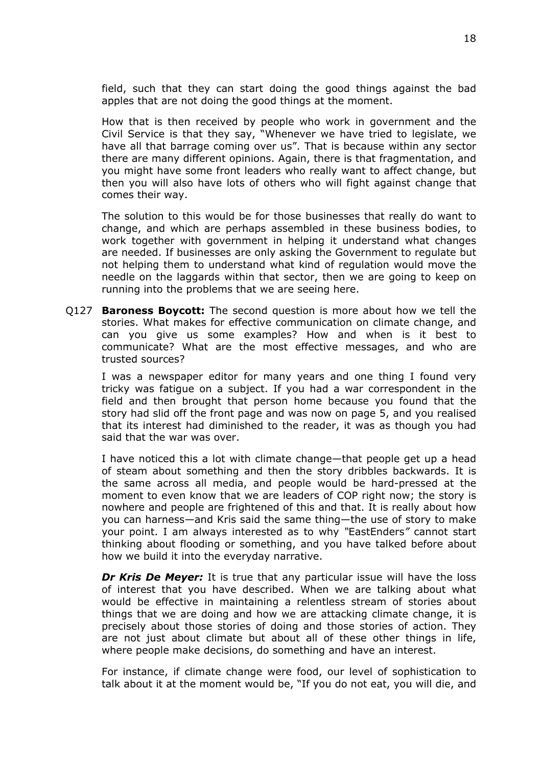field, such that they can start doing the good things against the bad apples that are not doing the good things at the moment.

How that is then received by people who work in government and the Civil Service is that they say, "Whenever we have tried to legislate, we have all that barrage coming over us". That is because within any sector there are many different opinions. Again, there is that fragmentation, and you might have some front leaders who really want to affect change, but then you will also have lots of others who will fight against change that comes their way.

The solution to this would be for those businesses that really do want to change, and which are perhaps assembled in these business bodies, to work together with government in helping it understand what changes are needed. If businesses are only asking the Government to regulate but not helping them to understand what kind of regulation would move the needle on the laggards within that sector, then we are going to keep on running into the problems that we are seeing here.

Q127 **Baroness Boycott:** The second question is more about how we tell the stories. What makes for effective communication on climate change, and can you give us some examples? How and when is it best to communicate? What are the most effective messages, and who are trusted sources?

I was a newspaper editor for many years and one thing I found very tricky was fatigue on a subject. If you had a war correspondent in the field and then brought that person home because you found that the story had slid off the front page and was now on page 5, and you realised that its interest had diminished to the reader, it was as though you had said that the war was over.

I have noticed this a lot with climate change—that people get up a head of steam about something and then the story dribbles backwards. It is the same across all media, and people would be hard-pressed at the moment to even know that we are leaders of COP right now; the story is nowhere and people are frightened of this and that. It is really about how you can harness—and Kris said the same thing—the use of story to make your point. I am always interested as to why *"EastEnders"* cannot start thinking about flooding or something, and you have talked before about how we build it into the everyday narrative.

***Dr Kris De Meyer:*** It is true that any particular issue will have the loss of interest that you have described. When we are talking about what would be effective in maintaining a relentless stream of stories about things that we are doing and how we are attacking climate change, it is precisely about those stories of doing and those stories of action. They are not just about climate but about all of these other things in life, where people make decisions, do something and have an interest.

For instance, if climate change were food, our level of sophistication to talk about it at the moment would be, "If you do not eat, you will die, and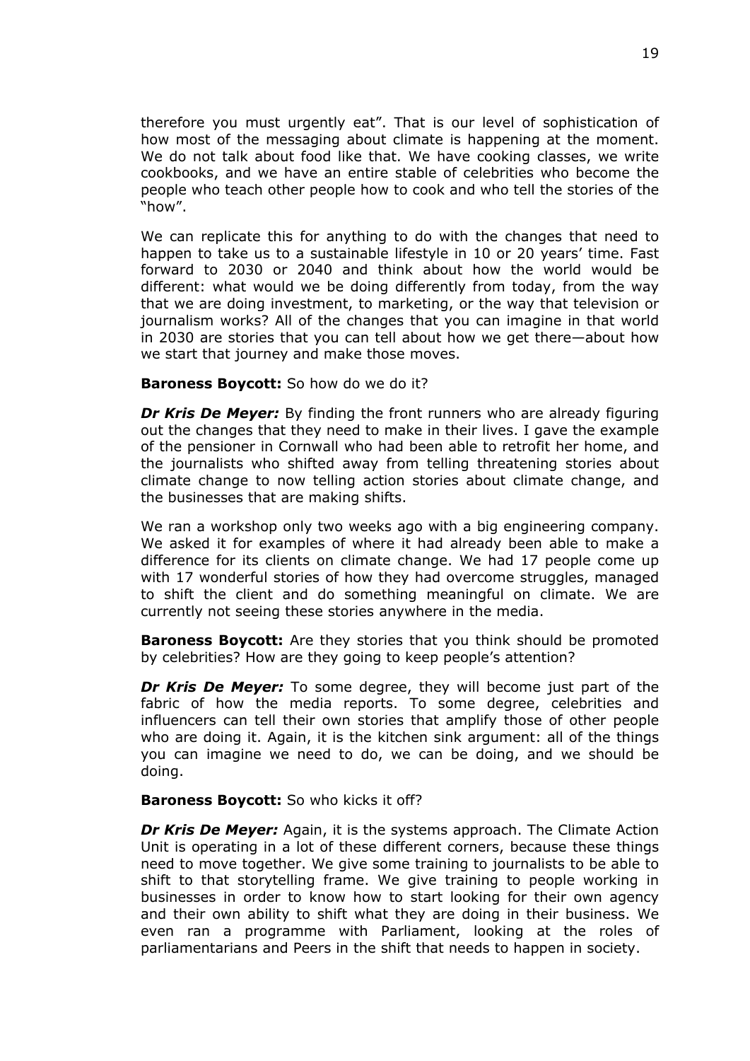therefore you must urgently eat". That is our level of sophistication of how most of the messaging about climate is happening at the moment. We do not talk about food like that. We have cooking classes, we write cookbooks, and we have an entire stable of celebrities who become the people who teach other people how to cook and who tell the stories of the "how".

We can replicate this for anything to do with the changes that need to happen to take us to a sustainable lifestyle in 10 or 20 years' time. Fast forward to 2030 or 2040 and think about how the world would be different: what would we be doing differently from today, from the way that we are doing investment, to marketing, or the way that television or journalism works? All of the changes that you can imagine in that world in 2030 are stories that you can tell about how we get there—about how we start that journey and make those moves.

**Baroness Boycott:** So how do we do it?

***Dr Kris De Meyer:*** By finding the front runners who are already figuring out the changes that they need to make in their lives. I gave the example of the pensioner in Cornwall who had been able to retrofit her home, and the journalists who shifted away from telling threatening stories about climate change to now telling action stories about climate change, and the businesses that are making shifts.

We ran a workshop only two weeks ago with a big engineering company. We asked it for examples of where it had already been able to make a difference for its clients on climate change. We had 17 people come up with 17 wonderful stories of how they had overcome struggles, managed to shift the client and do something meaningful on climate. We are currently not seeing these stories anywhere in the media.

**Baroness Boycott:** Are they stories that you think should be promoted by celebrities? How are they going to keep people's attention?

***Dr Kris De Meyer:*** To some degree, they will become just part of the fabric of how the media reports. To some degree, celebrities and influencers can tell their own stories that amplify those of other people who are doing it. Again, it is the kitchen sink argument: all of the things you can imagine we need to do, we can be doing, and we should be doing.

**Baroness Boycott:** So who kicks it off?

***Dr Kris De Meyer:*** Again, it is the systems approach. The Climate Action Unit is operating in a lot of these different corners, because these things need to move together. We give some training to journalists to be able to shift to that storytelling frame. We give training to people working in businesses in order to know how to start looking for their own agency and their own ability to shift what they are doing in their business. We even ran a programme with Parliament, looking at the roles of parliamentarians and Peers in the shift that needs to happen in society.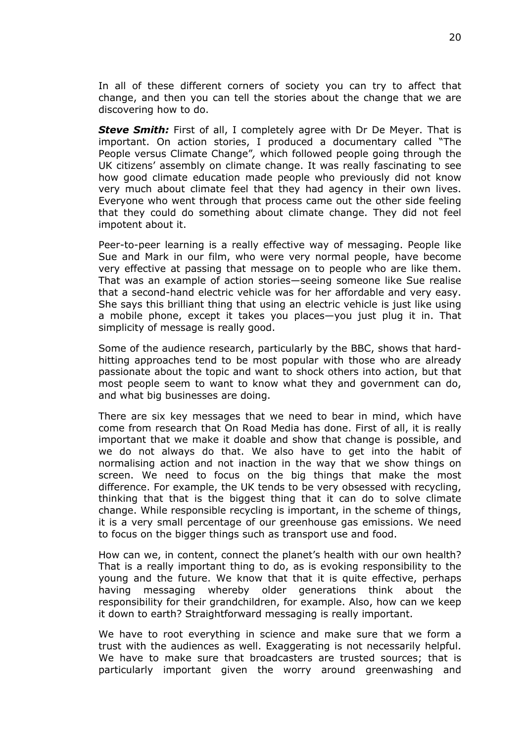In all of these different corners of society you can try to affect that change, and then you can tell the stories about the change that we are discovering how to do.

***Steve Smith:*** First of all, I completely agree with Dr De Meyer. That is important. On action stories, I produced a documentary called "The People versus Climate Change"*,* which followed people going through the UK citizens' assembly on climate change. It was really fascinating to see how good climate education made people who previously did not know very much about climate feel that they had agency in their own lives. Everyone who went through that process came out the other side feeling that they could do something about climate change. They did not feel impotent about it.

Peer-to-peer learning is a really effective way of messaging. People like Sue and Mark in our film, who were very normal people, have become very effective at passing that message on to people who are like them. That was an example of action stories—seeing someone like Sue realise that a second-hand electric vehicle was for her affordable and very easy. She says this brilliant thing that using an electric vehicle is just like using a mobile phone, except it takes you places—you just plug it in. That simplicity of message is really good.

Some of the audience research, particularly by the BBC, shows that hard-hitting approaches tend to be most popular with those who are already passionate about the topic and want to shock others into action, but that most people seem to want to know what they and government can do, and what big businesses are doing.

There are six key messages that we need to bear in mind, which have come from research that On Road Media has done. First of all, it is really important that we make it doable and show that change is possible, and we do not always do that. We also have to get into the habit of normalising action and not inaction in the way that we show things on screen. We need to focus on the big things that make the most difference. For example, the UK tends to be very obsessed with recycling, thinking that that is the biggest thing that it can do to solve climate change. While responsible recycling is important, in the scheme of things, it is a very small percentage of our greenhouse gas emissions. We need to focus on the bigger things such as transport use and food.

How can we, in content, connect the planet's health with our own health? That is a really important thing to do, as is evoking responsibility to the young and the future. We know that that it is quite effective, perhaps having messaging whereby older generations think about the responsibility for their grandchildren, for example. Also, how can we keep it down to earth? Straightforward messaging is really important.

We have to root everything in science and make sure that we form a trust with the audiences as well. Exaggerating is not necessarily helpful. We have to make sure that broadcasters are trusted sources; that is particularly important given the worry around greenwashing and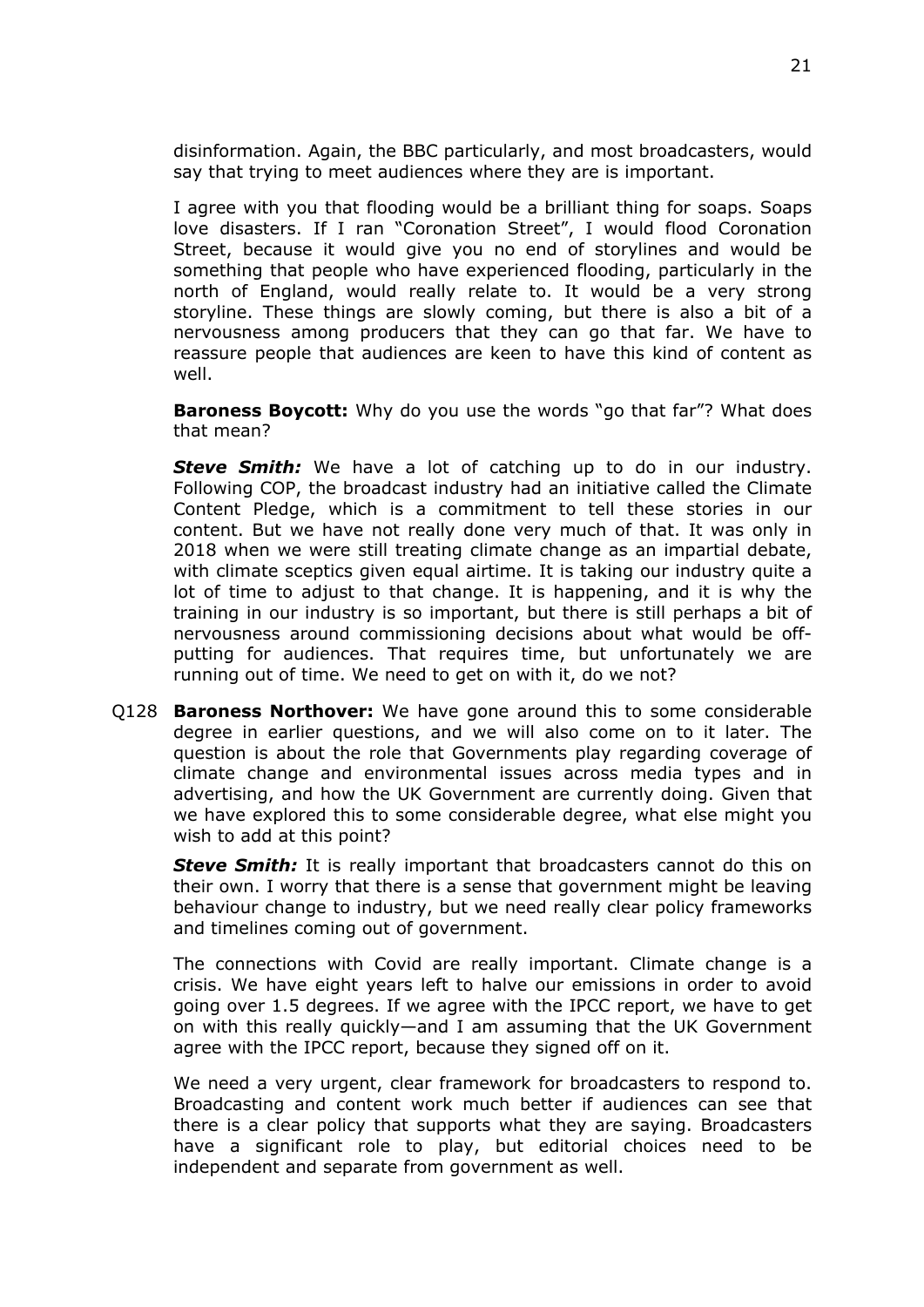disinformation. Again, the BBC particularly, and most broadcasters, would say that trying to meet audiences where they are is important.

I agree with you that flooding would be a brilliant thing for soaps. Soaps love disasters. If I ran "Coronation Street", I would flood Coronation Street, because it would give you no end of storylines and would be something that people who have experienced flooding, particularly in the north of England, would really relate to. It would be a very strong storyline. These things are slowly coming, but there is also a bit of a nervousness among producers that they can go that far. We have to reassure people that audiences are keen to have this kind of content as well.

**Baroness Boycott:** Why do you use the words "go that far"? What does that mean?

***Steve Smith:*** We have a lot of catching up to do in our industry. Following COP, the broadcast industry had an initiative called the Climate Content Pledge, which is a commitment to tell these stories in our content. But we have not really done very much of that. It was only in 2018 when we were still treating climate change as an impartial debate, with climate sceptics given equal airtime. It is taking our industry quite a lot of time to adjust to that change. It is happening, and it is why the training in our industry is so important, but there is still perhaps a bit of nervousness around commissioning decisions about what would be off-putting for audiences. That requires time, but unfortunately we are running out of time. We need to get on with it, do we not?

Q128 **Baroness Northover:** We have gone around this to some considerable degree in earlier questions, and we will also come on to it later. The question is about the role that Governments play regarding coverage of climate change and environmental issues across media types and in advertising, and how the UK Government are currently doing. Given that we have explored this to some considerable degree, what else might you wish to add at this point?

***Steve Smith:*** It is really important that broadcasters cannot do this on their own. I worry that there is a sense that government might be leaving behaviour change to industry, but we need really clear policy frameworks and timelines coming out of government.

The connections with Covid are really important. Climate change is a crisis. We have eight years left to halve our emissions in order to avoid going over 1.5 degrees. If we agree with the IPCC report, we have to get on with this really quickly—and I am assuming that the UK Government agree with the IPCC report, because they signed off on it.

We need a very urgent, clear framework for broadcasters to respond to. Broadcasting and content work much better if audiences can see that there is a clear policy that supports what they are saying. Broadcasters have a significant role to play, but editorial choices need to be independent and separate from government as well.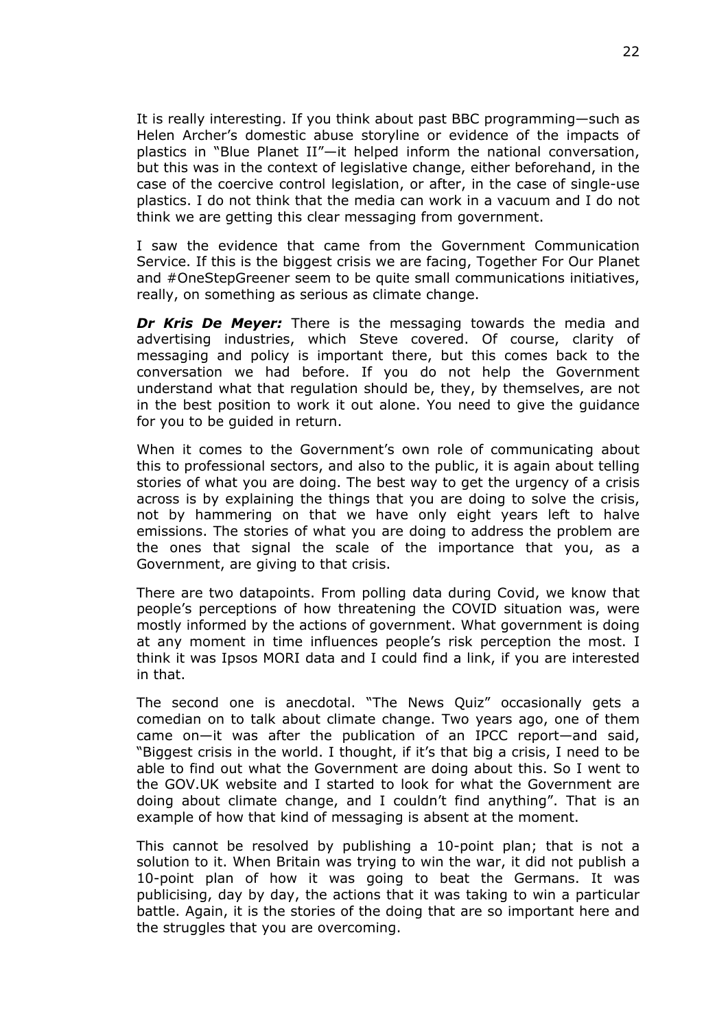It is really interesting. If you think about past BBC programming—such as Helen Archer's domestic abuse storyline or evidence of the impacts of plastics in "Blue Planet II"—it helped inform the national conversation, but this was in the context of legislative change, either beforehand, in the case of the coercive control legislation, or after, in the case of single-use plastics. I do not think that the media can work in a vacuum and I do not think we are getting this clear messaging from government.

I saw the evidence that came from the Government Communication Service. If this is the biggest crisis we are facing, Together For Our Planet and #OneStepGreener seem to be quite small communications initiatives, really, on something as serious as climate change.

***Dr Kris De Meyer:*** There is the messaging towards the media and advertising industries, which Steve covered. Of course, clarity of messaging and policy is important there, but this comes back to the conversation we had before. If you do not help the Government understand what that regulation should be, they, by themselves, are not in the best position to work it out alone. You need to give the guidance for you to be guided in return.

When it comes to the Government's own role of communicating about this to professional sectors, and also to the public, it is again about telling stories of what you are doing. The best way to get the urgency of a crisis across is by explaining the things that you are doing to solve the crisis, not by hammering on that we have only eight years left to halve emissions. The stories of what you are doing to address the problem are the ones that signal the scale of the importance that you, as a Government, are giving to that crisis.

There are two datapoints. From polling data during Covid, we know that people's perceptions of how threatening the COVID situation was, were mostly informed by the actions of government. What government is doing at any moment in time influences people's risk perception the most. I think it was Ipsos MORI data and I could find a link, if you are interested in that.

The second one is anecdotal. "The News Quiz" occasionally gets a comedian on to talk about climate change. Two years ago, one of them came on—it was after the publication of an IPCC report—and said, "Biggest crisis in the world. I thought, if it's that big a crisis, I need to be able to find out what the Government are doing about this. So I went to the GOV.UK website and I started to look for what the Government are doing about climate change, and I couldn't find anything". That is an example of how that kind of messaging is absent at the moment.

This cannot be resolved by publishing a 10-point plan; that is not a solution to it. When Britain was trying to win the war, it did not publish a 10-point plan of how it was going to beat the Germans. It was publicising, day by day, the actions that it was taking to win a particular battle. Again, it is the stories of the doing that are so important here and the struggles that you are overcoming.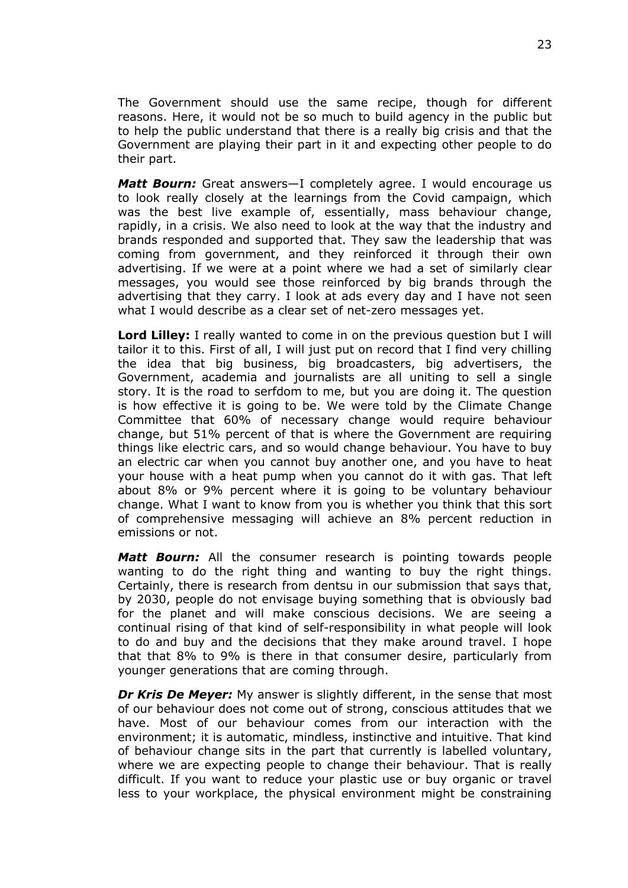The Government should use the same recipe, though for different reasons. Here, it would not be so much to build agency in the public but to help the public understand that there is a really big crisis and that the Government are playing their part in it and expecting other people to do their part.

***Matt Bourn:*** Great answers—I completely agree. I would encourage us to look really closely at the learnings from the Covid campaign, which was the best live example of, essentially, mass behaviour change, rapidly, in a crisis. We also need to look at the way that the industry and brands responded and supported that. They saw the leadership that was coming from government, and they reinforced it through their own advertising. If we were at a point where we had a set of similarly clear messages, you would see those reinforced by big brands through the advertising that they carry. I look at ads every day and I have not seen what I would describe as a clear set of net-zero messages yet.

**Lord Lilley:** I really wanted to come in on the previous question but I will tailor it to this. First of all, I will just put on record that I find very chilling the idea that big business, big broadcasters, big advertisers, the Government, academia and journalists are all uniting to sell a single story. It is the road to serfdom to me, but you are doing it. The question is how effective it is going to be. We were told by the Climate Change Committee that 60% of necessary change would require behaviour change, but 51% percent of that is where the Government are requiring things like electric cars, and so would change behaviour. You have to buy an electric car when you cannot buy another one, and you have to heat your house with a heat pump when you cannot do it with gas. That left about 8% or 9% percent where it is going to be voluntary behaviour change. What I want to know from you is whether you think that this sort of comprehensive messaging will achieve an 8% percent reduction in emissions or not.

***Matt Bourn:*** All the consumer research is pointing towards people wanting to do the right thing and wanting to buy the right things. Certainly, there is research from dentsu in our submission that says that, by 2030, people do not envisage buying something that is obviously bad for the planet and will make conscious decisions. We are seeing a continual rising of that kind of self-responsibility in what people will look to do and buy and the decisions that they make around travel. I hope that that 8% to 9% is there in that consumer desire, particularly from younger generations that are coming through.

***Dr Kris De Meyer:*** My answer is slightly different, in the sense that most of our behaviour does not come out of strong, conscious attitudes that we have. Most of our behaviour comes from our interaction with the environment; it is automatic, mindless, instinctive and intuitive. That kind of behaviour change sits in the part that currently is labelled voluntary, where we are expecting people to change their behaviour. That is really difficult. If you want to reduce your plastic use or buy organic or travel less to your workplace, the physical environment might be constraining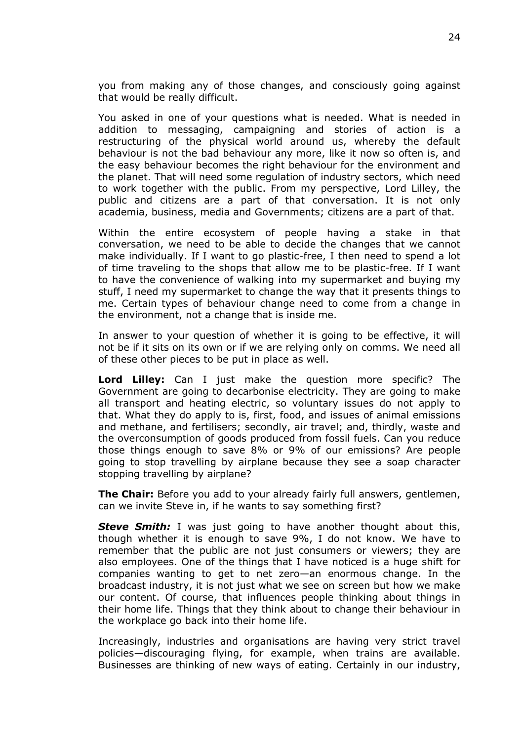you from making any of those changes, and consciously going against that would be really difficult.

You asked in one of your questions what is needed. What is needed in addition to messaging, campaigning and stories of action is a restructuring of the physical world around us, whereby the default behaviour is not the bad behaviour any more, like it now so often is, and the easy behaviour becomes the right behaviour for the environment and the planet. That will need some regulation of industry sectors, which need to work together with the public. From my perspective, Lord Lilley, the public and citizens are a part of that conversation. It is not only academia, business, media and Governments; citizens are a part of that.

Within the entire ecosystem of people having a stake in that conversation, we need to be able to decide the changes that we cannot make individually. If I want to go plastic-free, I then need to spend a lot of time traveling to the shops that allow me to be plastic-free. If I want to have the convenience of walking into my supermarket and buying my stuff, I need my supermarket to change the way that it presents things to me. Certain types of behaviour change need to come from a change in the environment, not a change that is inside me.

In answer to your question of whether it is going to be effective, it will not be if it sits on its own or if we are relying only on comms. We need all of these other pieces to be put in place as well.

**Lord Lilley:** Can I just make the question more specific? The Government are going to decarbonise electricity. They are going to make all transport and heating electric, so voluntary issues do not apply to that. What they do apply to is, first, food, and issues of animal emissions and methane, and fertilisers; secondly, air travel; and, thirdly, waste and the overconsumption of goods produced from fossil fuels. Can you reduce those things enough to save 8% or 9% of our emissions? Are people going to stop travelling by airplane because they see a soap character stopping travelling by airplane?

**The Chair:** Before you add to your already fairly full answers, gentlemen, can we invite Steve in, if he wants to say something first?

***Steve Smith:*** I was just going to have another thought about this, though whether it is enough to save 9%, I do not know. We have to remember that the public are not just consumers or viewers; they are also employees. One of the things that I have noticed is a huge shift for companies wanting to get to net zero—an enormous change. In the broadcast industry, it is not just what we see on screen but how we make our content. Of course, that influences people thinking about things in their home life. Things that they think about to change their behaviour in the workplace go back into their home life.

Increasingly, industries and organisations are having very strict travel policies—discouraging flying, for example, when trains are available. Businesses are thinking of new ways of eating. Certainly in our industry,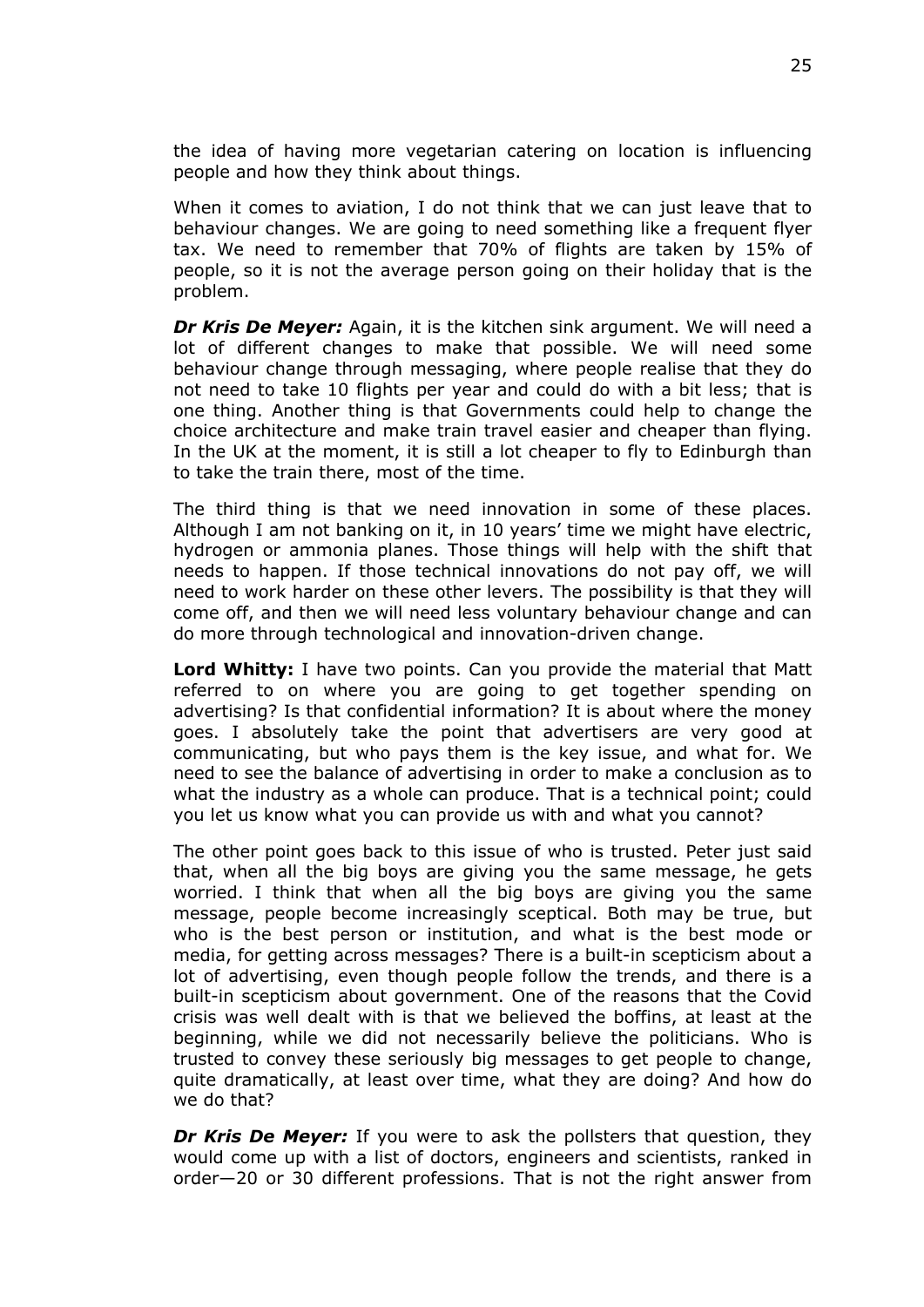the idea of having more vegetarian catering on location is influencing people and how they think about things.

When it comes to aviation, I do not think that we can just leave that to behaviour changes. We are going to need something like a frequent flyer tax. We need to remember that 70% of flights are taken by 15% of people, so it is not the average person going on their holiday that is the problem.

***Dr Kris De Meyer:*** Again, it is the kitchen sink argument. We will need a lot of different changes to make that possible. We will need some behaviour change through messaging, where people realise that they do not need to take 10 flights per year and could do with a bit less; that is one thing. Another thing is that Governments could help to change the choice architecture and make train travel easier and cheaper than flying. In the UK at the moment, it is still a lot cheaper to fly to Edinburgh than to take the train there, most of the time.

The third thing is that we need innovation in some of these places. Although I am not banking on it, in 10 years' time we might have electric, hydrogen or ammonia planes. Those things will help with the shift that needs to happen. If those technical innovations do not pay off, we will need to work harder on these other levers. The possibility is that they will come off, and then we will need less voluntary behaviour change and can do more through technological and innovation-driven change.

**Lord Whitty:** I have two points. Can you provide the material that Matt referred to on where you are going to get together spending on advertising? Is that confidential information? It is about where the money goes. I absolutely take the point that advertisers are very good at communicating, but who pays them is the key issue, and what for. We need to see the balance of advertising in order to make a conclusion as to what the industry as a whole can produce. That is a technical point; could you let us know what you can provide us with and what you cannot?

The other point goes back to this issue of who is trusted. Peter just said that, when all the big boys are giving you the same message, he gets worried. I think that when all the big boys are giving you the same message, people become increasingly sceptical. Both may be true, but who is the best person or institution, and what is the best mode or media, for getting across messages? There is a built-in scepticism about a lot of advertising, even though people follow the trends, and there is a built-in scepticism about government. One of the reasons that the Covid crisis was well dealt with is that we believed the boffins, at least at the beginning, while we did not necessarily believe the politicians. Who is trusted to convey these seriously big messages to get people to change, quite dramatically, at least over time, what they are doing? And how do we do that?

***Dr Kris De Meyer:*** If you were to ask the pollsters that question, they would come up with a list of doctors, engineers and scientists, ranked in order—20 or 30 different professions. That is not the right answer from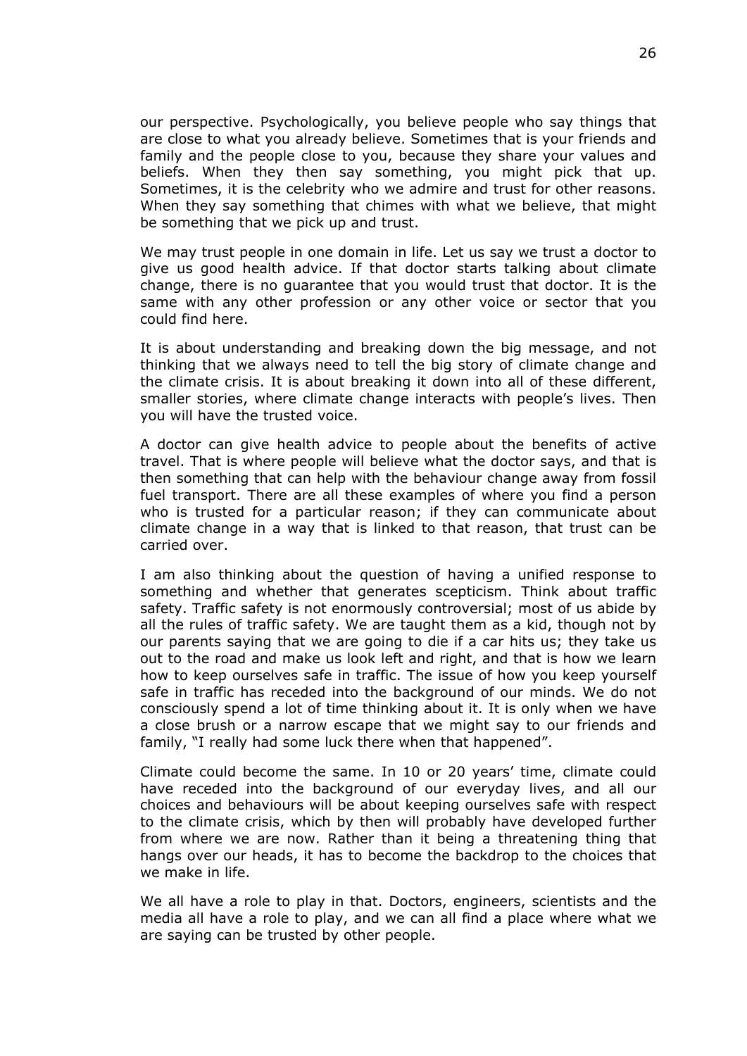our perspective. Psychologically, you believe people who say things that are close to what you already believe. Sometimes that is your friends and family and the people close to you, because they share your values and beliefs. When they then say something, you might pick that up. Sometimes, it is the celebrity who we admire and trust for other reasons. When they say something that chimes with what we believe, that might be something that we pick up and trust.

We may trust people in one domain in life. Let us say we trust a doctor to give us good health advice. If that doctor starts talking about climate change, there is no guarantee that you would trust that doctor. It is the same with any other profession or any other voice or sector that you could find here.

It is about understanding and breaking down the big message, and not thinking that we always need to tell the big story of climate change and the climate crisis. It is about breaking it down into all of these different, smaller stories, where climate change interacts with people's lives. Then you will have the trusted voice.

A doctor can give health advice to people about the benefits of active travel. That is where people will believe what the doctor says, and that is then something that can help with the behaviour change away from fossil fuel transport. There are all these examples of where you find a person who is trusted for a particular reason; if they can communicate about climate change in a way that is linked to that reason, that trust can be carried over.

I am also thinking about the question of having a unified response to something and whether that generates scepticism. Think about traffic safety. Traffic safety is not enormously controversial; most of us abide by all the rules of traffic safety. We are taught them as a kid, though not by our parents saying that we are going to die if a car hits us; they take us out to the road and make us look left and right, and that is how we learn how to keep ourselves safe in traffic. The issue of how you keep yourself safe in traffic has receded into the background of our minds. We do not consciously spend a lot of time thinking about it. It is only when we have a close brush or a narrow escape that we might say to our friends and family, "I really had some luck there when that happened".

Climate could become the same. In 10 or 20 years' time, climate could have receded into the background of our everyday lives, and all our choices and behaviours will be about keeping ourselves safe with respect to the climate crisis, which by then will probably have developed further from where we are now. Rather than it being a threatening thing that hangs over our heads, it has to become the backdrop to the choices that we make in life.

We all have a role to play in that. Doctors, engineers, scientists and the media all have a role to play, and we can all find a place where what we are saying can be trusted by other people.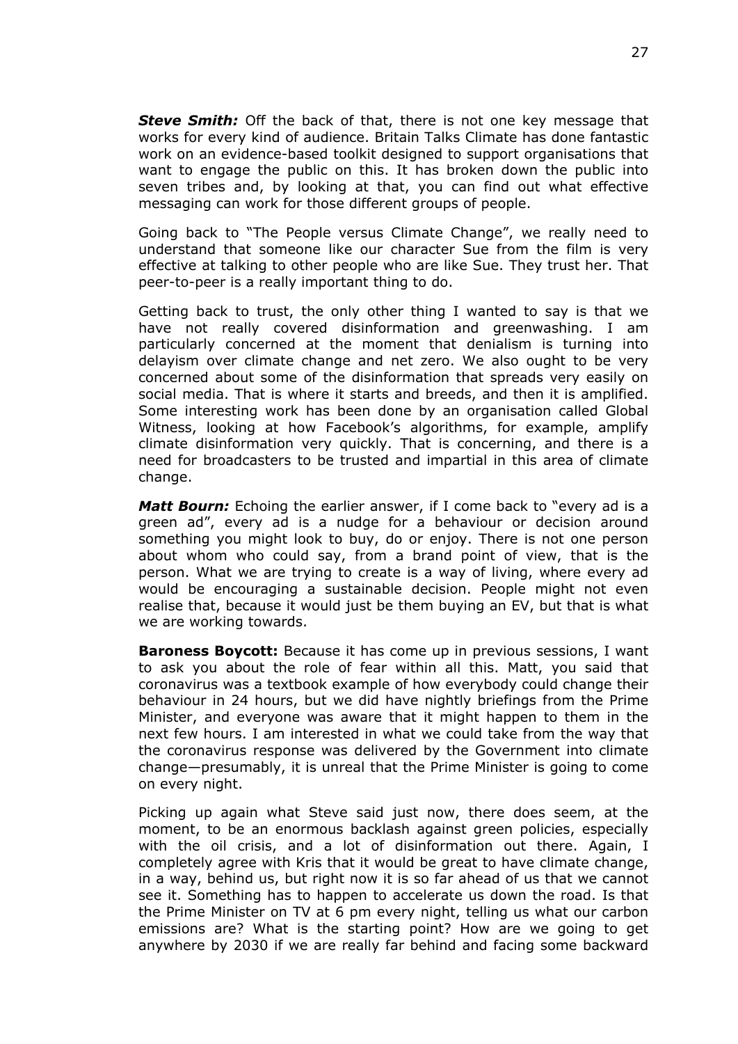***Steve Smith:*** Off the back of that, there is not one key message that works for every kind of audience. Britain Talks Climate has done fantastic work on an evidence-based toolkit designed to support organisations that want to engage the public on this. It has broken down the public into seven tribes and, by looking at that, you can find out what effective messaging can work for those different groups of people.

Going back to "The People versus Climate Change", we really need to understand that someone like our character Sue from the film is very effective at talking to other people who are like Sue. They trust her. That peer-to-peer is a really important thing to do.

Getting back to trust, the only other thing I wanted to say is that we have not really covered disinformation and greenwashing. I am particularly concerned at the moment that denialism is turning into delayism over climate change and net zero. We also ought to be very concerned about some of the disinformation that spreads very easily on social media. That is where it starts and breeds, and then it is amplified. Some interesting work has been done by an organisation called Global Witness, looking at how Facebook's algorithms, for example, amplify climate disinformation very quickly. That is concerning, and there is a need for broadcasters to be trusted and impartial in this area of climate change.

***Matt Bourn:*** Echoing the earlier answer, if I come back to "every ad is a green ad", every ad is a nudge for a behaviour or decision around something you might look to buy, do or enjoy. There is not one person about whom who could say, from a brand point of view, that is the person. What we are trying to create is a way of living, where every ad would be encouraging a sustainable decision. People might not even realise that, because it would just be them buying an EV, but that is what we are working towards.

**Baroness Boycott:** Because it has come up in previous sessions, I want to ask you about the role of fear within all this. Matt, you said that coronavirus was a textbook example of how everybody could change their behaviour in 24 hours, but we did have nightly briefings from the Prime Minister, and everyone was aware that it might happen to them in the next few hours. I am interested in what we could take from the way that the coronavirus response was delivered by the Government into climate change—presumably, it is unreal that the Prime Minister is going to come on every night.

Picking up again what Steve said just now, there does seem, at the moment, to be an enormous backlash against green policies, especially with the oil crisis, and a lot of disinformation out there. Again, I completely agree with Kris that it would be great to have climate change, in a way, behind us, but right now it is so far ahead of us that we cannot see it. Something has to happen to accelerate us down the road. Is that the Prime Minister on TV at 6 pm every night, telling us what our carbon emissions are? What is the starting point? How are we going to get anywhere by 2030 if we are really far behind and facing some backward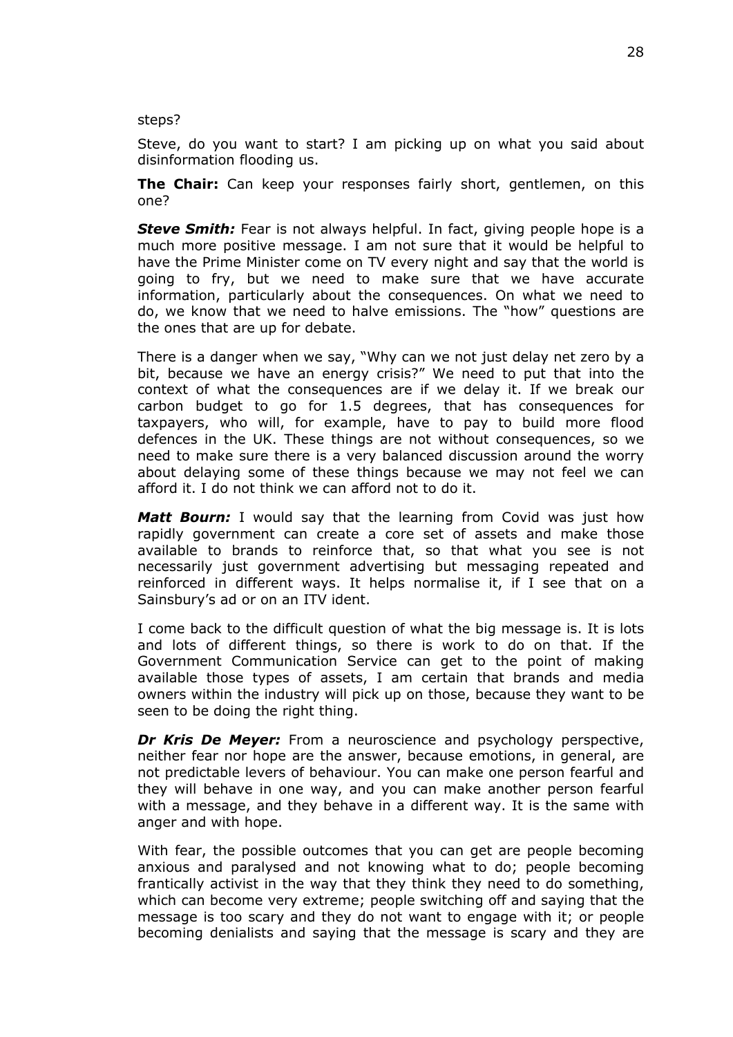steps?

Steve, do you want to start? I am picking up on what you said about disinformation flooding us.

**The Chair:** Can keep your responses fairly short, gentlemen, on this one?

***Steve Smith:*** Fear is not always helpful. In fact, giving people hope is a much more positive message. I am not sure that it would be helpful to have the Prime Minister come on TV every night and say that the world is going to fry, but we need to make sure that we have accurate information, particularly about the consequences. On what we need to do, we know that we need to halve emissions. The "how" questions are the ones that are up for debate.

There is a danger when we say, "Why can we not just delay net zero by a bit, because we have an energy crisis?" We need to put that into the context of what the consequences are if we delay it. If we break our carbon budget to go for 1.5 degrees, that has consequences for taxpayers, who will, for example, have to pay to build more flood defences in the UK. These things are not without consequences, so we need to make sure there is a very balanced discussion around the worry about delaying some of these things because we may not feel we can afford it. I do not think we can afford not to do it.

***Matt Bourn:*** I would say that the learning from Covid was just how rapidly government can create a core set of assets and make those available to brands to reinforce that, so that what you see is not necessarily just government advertising but messaging repeated and reinforced in different ways. It helps normalise it, if I see that on a Sainsbury's ad or on an ITV ident.

I come back to the difficult question of what the big message is. It is lots and lots of different things, so there is work to do on that. If the Government Communication Service can get to the point of making available those types of assets, I am certain that brands and media owners within the industry will pick up on those, because they want to be seen to be doing the right thing.

***Dr Kris De Meyer:*** From a neuroscience and psychology perspective, neither fear nor hope are the answer, because emotions, in general, are not predictable levers of behaviour. You can make one person fearful and they will behave in one way, and you can make another person fearful with a message, and they behave in a different way. It is the same with anger and with hope.

With fear, the possible outcomes that you can get are people becoming anxious and paralysed and not knowing what to do; people becoming frantically activist in the way that they think they need to do something, which can become very extreme; people switching off and saying that the message is too scary and they do not want to engage with it; or people becoming denialists and saying that the message is scary and they are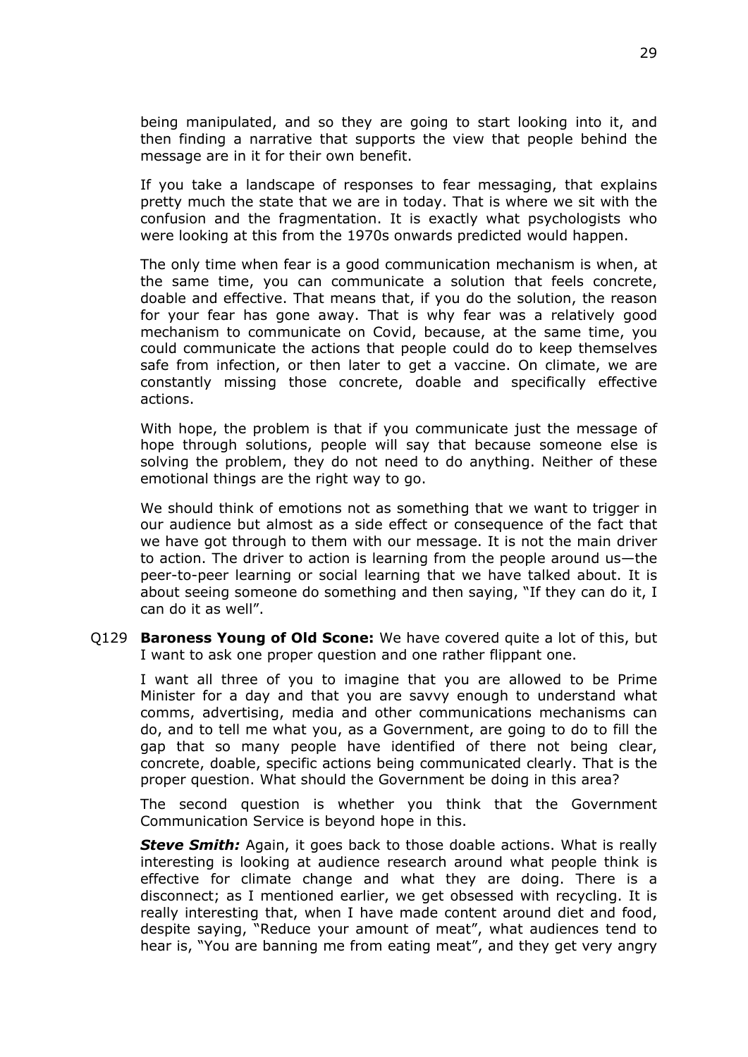being manipulated, and so they are going to start looking into it, and then finding a narrative that supports the view that people behind the message are in it for their own benefit.

If you take a landscape of responses to fear messaging, that explains pretty much the state that we are in today. That is where we sit with the confusion and the fragmentation. It is exactly what psychologists who were looking at this from the 1970s onwards predicted would happen.

The only time when fear is a good communication mechanism is when, at the same time, you can communicate a solution that feels concrete, doable and effective. That means that, if you do the solution, the reason for your fear has gone away. That is why fear was a relatively good mechanism to communicate on Covid, because, at the same time, you could communicate the actions that people could do to keep themselves safe from infection, or then later to get a vaccine. On climate, we are constantly missing those concrete, doable and specifically effective actions.

With hope, the problem is that if you communicate just the message of hope through solutions, people will say that because someone else is solving the problem, they do not need to do anything. Neither of these emotional things are the right way to go.

We should think of emotions not as something that we want to trigger in our audience but almost as a side effect or consequence of the fact that we have got through to them with our message. It is not the main driver to action. The driver to action is learning from the people around us—the peer-to-peer learning or social learning that we have talked about. It is about seeing someone do something and then saying, "If they can do it, I can do it as well".

Q129 **Baroness Young of Old Scone:** We have covered quite a lot of this, but I want to ask one proper question and one rather flippant one.

I want all three of you to imagine that you are allowed to be Prime Minister for a day and that you are savvy enough to understand what comms, advertising, media and other communications mechanisms can do, and to tell me what you, as a Government, are going to do to fill the gap that so many people have identified of there not being clear, concrete, doable, specific actions being communicated clearly. That is the proper question. What should the Government be doing in this area?

The second question is whether you think that the Government Communication Service is beyond hope in this.

***Steve Smith:*** Again, it goes back to those doable actions. What is really interesting is looking at audience research around what people think is effective for climate change and what they are doing. There is a disconnect; as I mentioned earlier, we get obsessed with recycling. It is really interesting that, when I have made content around diet and food, despite saying, "Reduce your amount of meat", what audiences tend to hear is, "You are banning me from eating meat", and they get very angry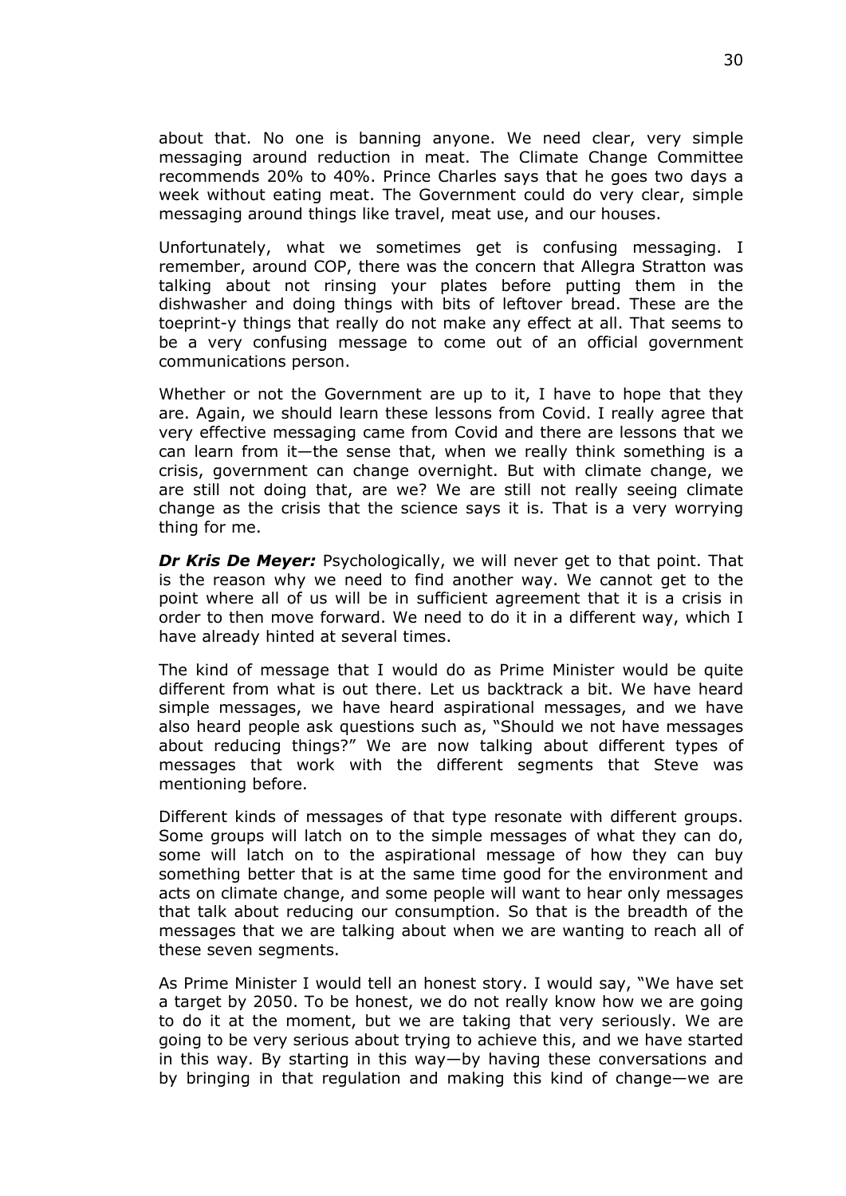about that. No one is banning anyone. We need clear, very simple messaging around reduction in meat. The Climate Change Committee recommends 20% to 40%. Prince Charles says that he goes two days a week without eating meat. The Government could do very clear, simple messaging around things like travel, meat use, and our houses.

Unfortunately, what we sometimes get is confusing messaging. I remember, around COP, there was the concern that Allegra Stratton was talking about not rinsing your plates before putting them in the dishwasher and doing things with bits of leftover bread. These are the toeprint-y things that really do not make any effect at all. That seems to be a very confusing message to come out of an official government communications person.

Whether or not the Government are up to it, I have to hope that they are. Again, we should learn these lessons from Covid. I really agree that very effective messaging came from Covid and there are lessons that we can learn from it—the sense that, when we really think something is a crisis, government can change overnight. But with climate change, we are still not doing that, are we? We are still not really seeing climate change as the crisis that the science says it is. That is a very worrying thing for me.

***Dr Kris De Meyer:*** Psychologically, we will never get to that point. That is the reason why we need to find another way. We cannot get to the point where all of us will be in sufficient agreement that it is a crisis in order to then move forward. We need to do it in a different way, which I have already hinted at several times.

The kind of message that I would do as Prime Minister would be quite different from what is out there. Let us backtrack a bit. We have heard simple messages, we have heard aspirational messages, and we have also heard people ask questions such as, "Should we not have messages about reducing things?" We are now talking about different types of messages that work with the different segments that Steve was mentioning before.

Different kinds of messages of that type resonate with different groups. Some groups will latch on to the simple messages of what they can do, some will latch on to the aspirational message of how they can buy something better that is at the same time good for the environment and acts on climate change, and some people will want to hear only messages that talk about reducing our consumption. So that is the breadth of the messages that we are talking about when we are wanting to reach all of these seven segments.

As Prime Minister I would tell an honest story. I would say, "We have set a target by 2050. To be honest, we do not really know how we are going to do it at the moment, but we are taking that very seriously. We are going to be very serious about trying to achieve this, and we have started in this way. By starting in this way—by having these conversations and by bringing in that regulation and making this kind of change—we are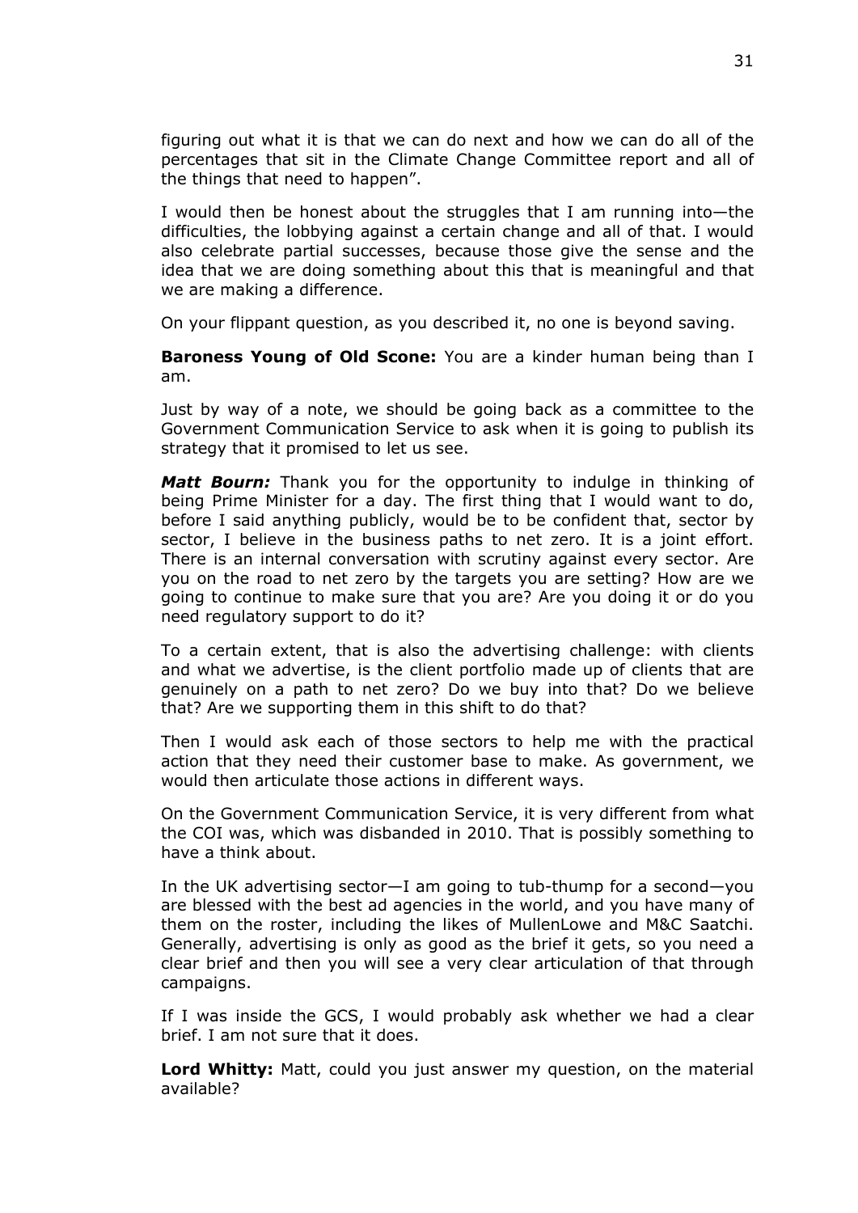figuring out what it is that we can do next and how we can do all of the percentages that sit in the Climate Change Committee report and all of the things that need to happen".

I would then be honest about the struggles that I am running into—the difficulties, the lobbying against a certain change and all of that. I would also celebrate partial successes, because those give the sense and the idea that we are doing something about this that is meaningful and that we are making a difference.

On your flippant question, as you described it, no one is beyond saving.

**Baroness Young of Old Scone:** You are a kinder human being than I am.

Just by way of a note, we should be going back as a committee to the Government Communication Service to ask when it is going to publish its strategy that it promised to let us see.

***Matt Bourn:*** Thank you for the opportunity to indulge in thinking of being Prime Minister for a day. The first thing that I would want to do, before I said anything publicly, would be to be confident that, sector by sector, I believe in the business paths to net zero. It is a joint effort. There is an internal conversation with scrutiny against every sector. Are you on the road to net zero by the targets you are setting? How are we going to continue to make sure that you are? Are you doing it or do you need regulatory support to do it?

To a certain extent, that is also the advertising challenge: with clients and what we advertise, is the client portfolio made up of clients that are genuinely on a path to net zero? Do we buy into that? Do we believe that? Are we supporting them in this shift to do that?

Then I would ask each of those sectors to help me with the practical action that they need their customer base to make. As government, we would then articulate those actions in different ways.

On the Government Communication Service, it is very different from what the COI was, which was disbanded in 2010. That is possibly something to have a think about.

In the UK advertising sector—I am going to tub-thump for a second—you are blessed with the best ad agencies in the world, and you have many of them on the roster, including the likes of MullenLowe and M&C Saatchi. Generally, advertising is only as good as the brief it gets, so you need a clear brief and then you will see a very clear articulation of that through campaigns.

If I was inside the GCS, I would probably ask whether we had a clear brief. I am not sure that it does.

**Lord Whitty:** Matt, could you just answer my question, on the material available?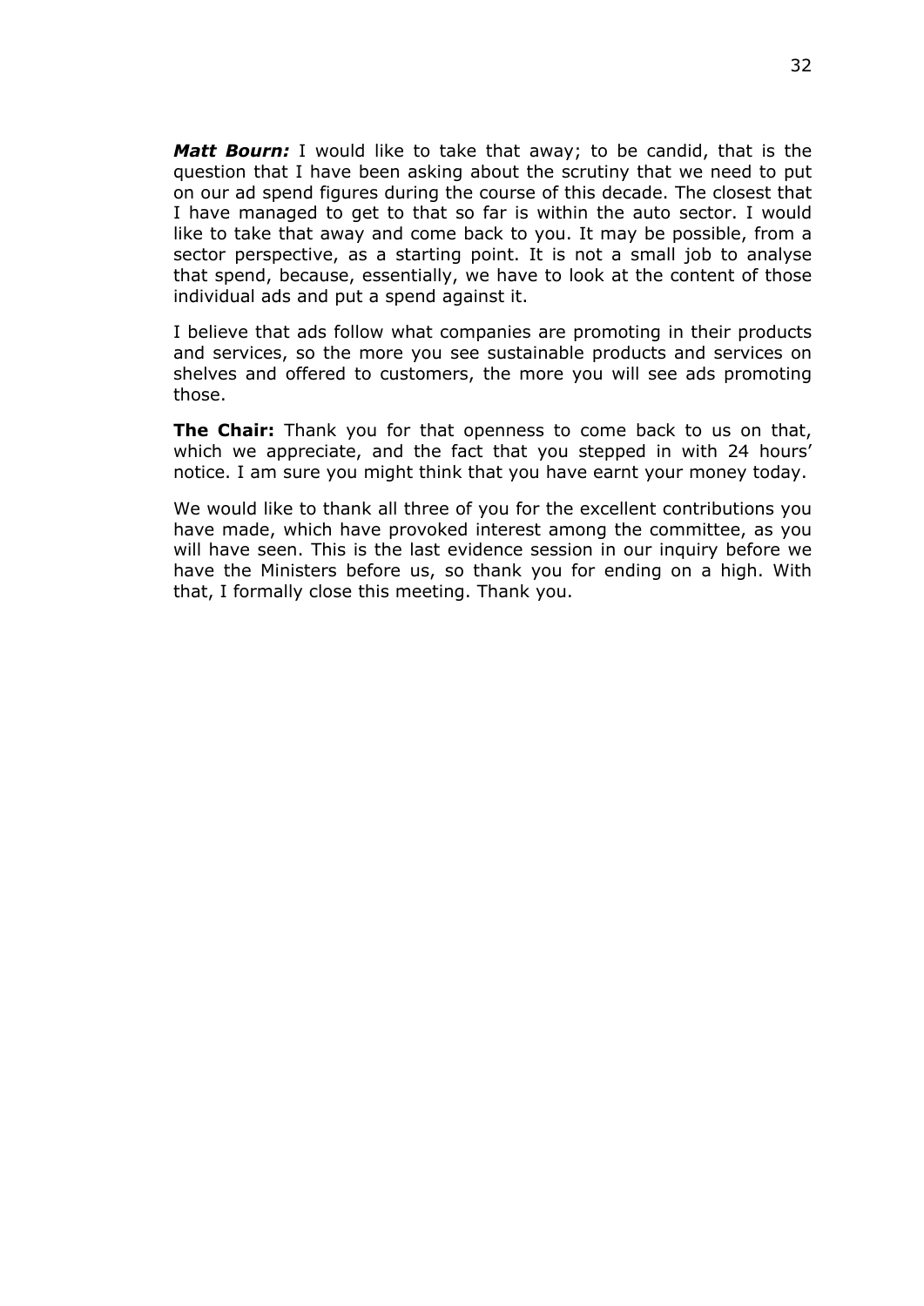***Matt Bourn:*** I would like to take that away; to be candid, that is the question that I have been asking about the scrutiny that we need to put on our ad spend figures during the course of this decade. The closest that I have managed to get to that so far is within the auto sector. I would like to take that away and come back to you. It may be possible, from a sector perspective, as a starting point. It is not a small job to analyse that spend, because, essentially, we have to look at the content of those individual ads and put a spend against it.

I believe that ads follow what companies are promoting in their products and services, so the more you see sustainable products and services on shelves and offered to customers, the more you will see ads promoting those.

**The Chair:** Thank you for that openness to come back to us on that, which we appreciate, and the fact that you stepped in with 24 hours' notice. I am sure you might think that you have earnt your money today.

We would like to thank all three of you for the excellent contributions you have made, which have provoked interest among the committee, as you will have seen. This is the last evidence session in our inquiry before we have the Ministers before us, so thank you for ending on a high. With that, I formally close this meeting. Thank you.